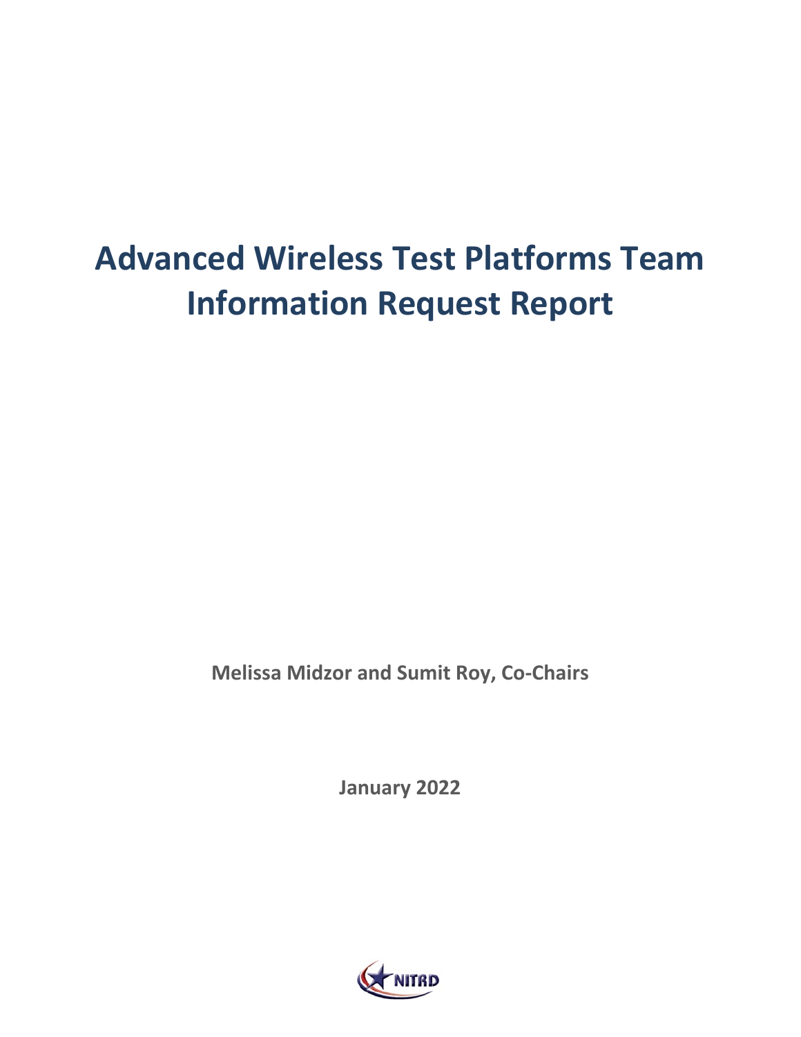# Advanced Wireless Test Platforms Team Information Request Report

**Melissa Midzor and Sumit Roy, Co-Chairs**

**January 2022**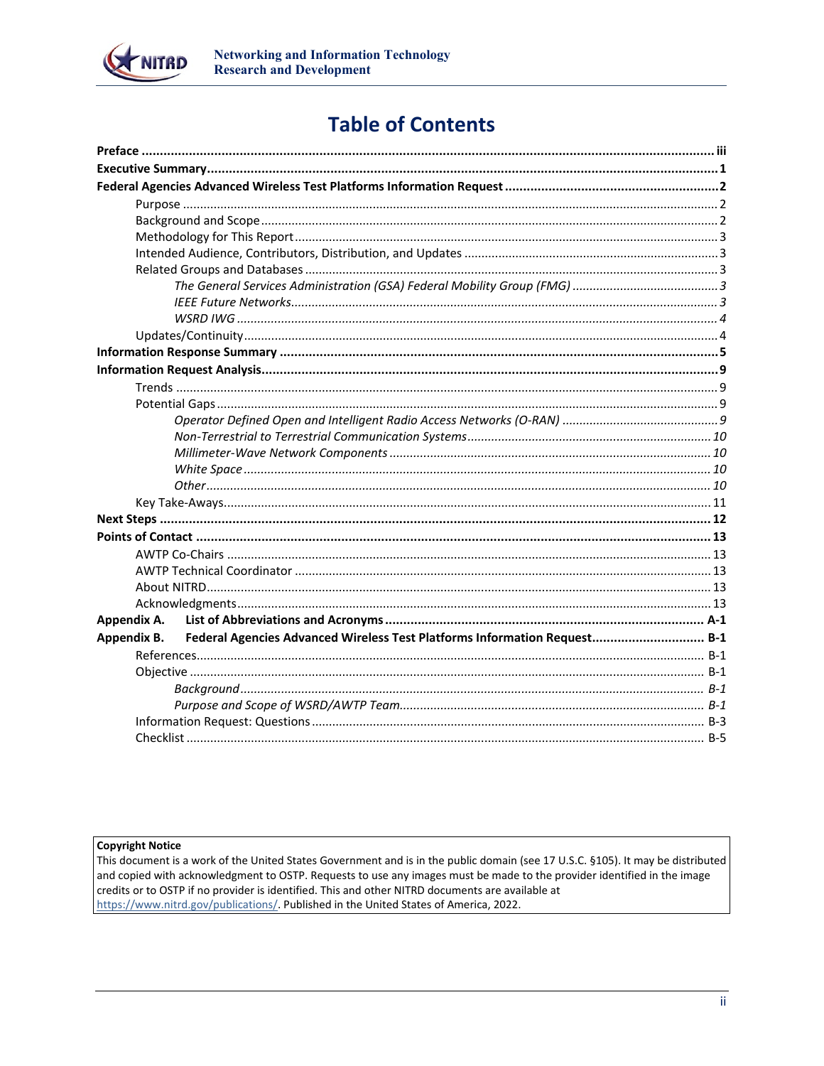# Table of Contents

**Preface** ..... iii

**Executive Summary** ..... 1

**Federal Agencies Advanced Wireless Test Platforms Information Request** ..... 2

- Purpose ..... 2
- Background and Scope ..... 2
- Methodology for This Report ..... 3
- Intended Audience, Contributors, Distribution, and Updates ..... 3
- Related Groups and Databases ..... 3
  - *The General Services Administration (GSA) Federal Mobility Group (FMG)* ..... *3*
  - *IEEE Future Networks* ..... *3*
  - *WSRD IWG* ..... *4*
- Updates/Continuity ..... 4

**Information Response Summary** ..... 5

**Information Request Analysis** ..... 9

- Trends ..... 9
- Potential Gaps ..... 9
  - *Operator Defined Open and Intelligent Radio Access Networks (O-RAN)* ..... *9*
  - *Non-Terrestrial to Terrestrial Communication Systems* ..... *10*
  - *Millimeter-Wave Network Components* ..... *10*
  - *White Space* ..... *10*
  - *Other* ..... *10*
- Key Take-Aways ..... 11

**Next Steps** ..... 12

**Points of Contact** ..... 13

- AWTP Co-Chairs ..... 13
- AWTP Technical Coordinator ..... 13
- About NITRD ..... 13
- Acknowledgments ..... 13

**Appendix A. List of Abbreviations and Acronyms** ..... A-1

**Appendix B. Federal Agencies Advanced Wireless Test Platforms Information Request** ..... B-1

- References ..... B-1
- Objective ..... B-1
  - *Background* ..... *B-1*
  - *Purpose and Scope of WSRD/AWTP Team* ..... *B-1*
- Information Request: Questions ..... B-3
- Checklist ..... B-5

**Copyright Notice**
This document is a work of the United States Government and is in the public domain (see 17 U.S.C. §105). It may be distributed and copied with acknowledgment to OSTP. Requests to use any images must be made to the provider identified in the image credits or to OSTP if no provider is identified. This and other NITRD documents are available at https://www.nitrd.gov/publications/. Published in the United States of America, 2022.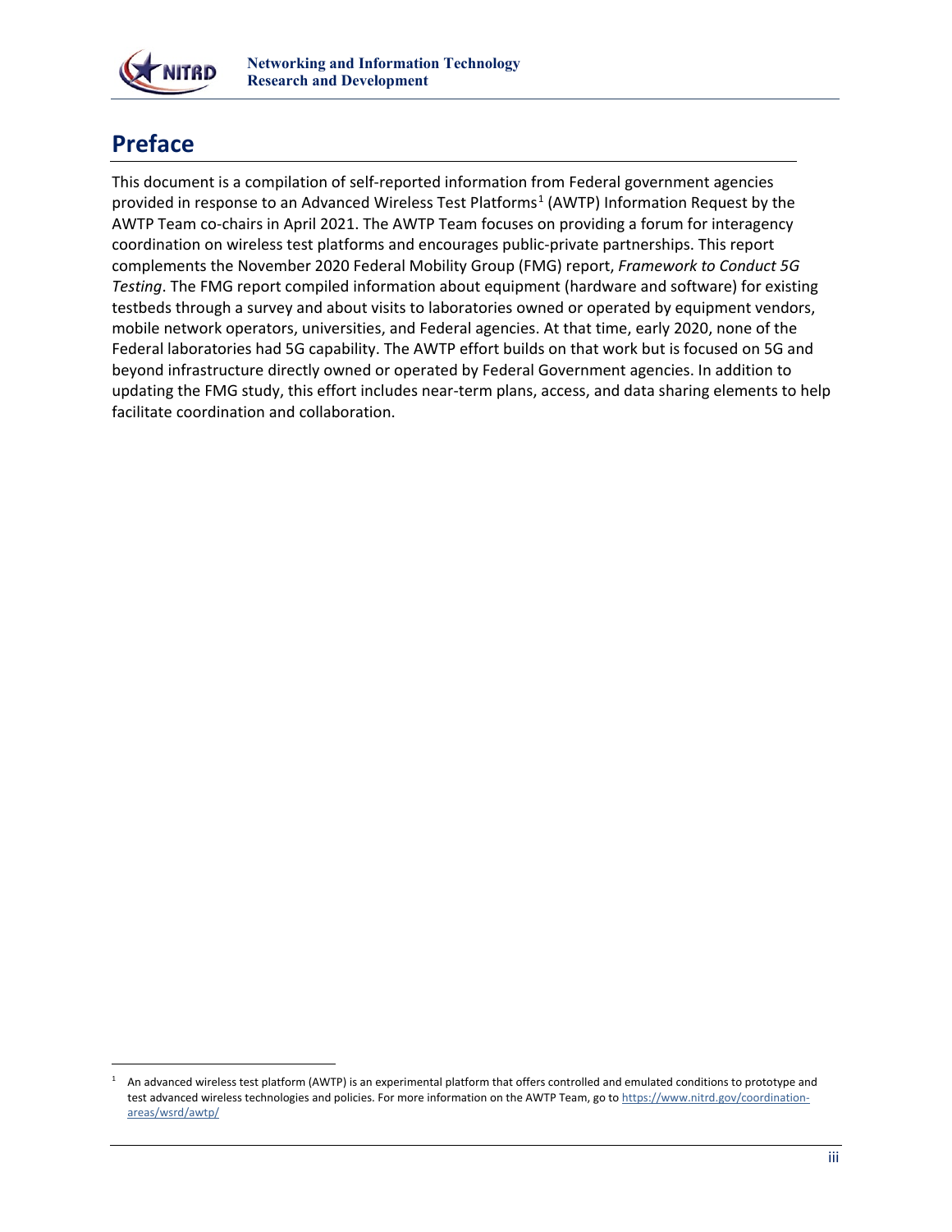# Preface

This document is a compilation of self-reported information from Federal government agencies provided in response to an Advanced Wireless Test Platforms[1] (AWTP) Information Request by the AWTP Team co-chairs in April 2021. The AWTP Team focuses on providing a forum for interagency coordination on wireless test platforms and encourages public-private partnerships. This report complements the November 2020 Federal Mobility Group (FMG) report, *Framework to Conduct 5G Testing*. The FMG report compiled information about equipment (hardware and software) for existing testbeds through a survey and about visits to laboratories owned or operated by equipment vendors, mobile network operators, universities, and Federal agencies. At that time, early 2020, none of the Federal laboratories had 5G capability. The AWTP effort builds on that work but is focused on 5G and beyond infrastructure directly owned or operated by Federal Government agencies. In addition to updating the FMG study, this effort includes near-term plans, access, and data sharing elements to help facilitate coordination and collaboration.

[1] An advanced wireless test platform (AWTP) is an experimental platform that offers controlled and emulated conditions to prototype and test advanced wireless technologies and policies. For more information on the AWTP Team, go to https://www.nitrd.gov/coordination-areas/wsrd/awtp/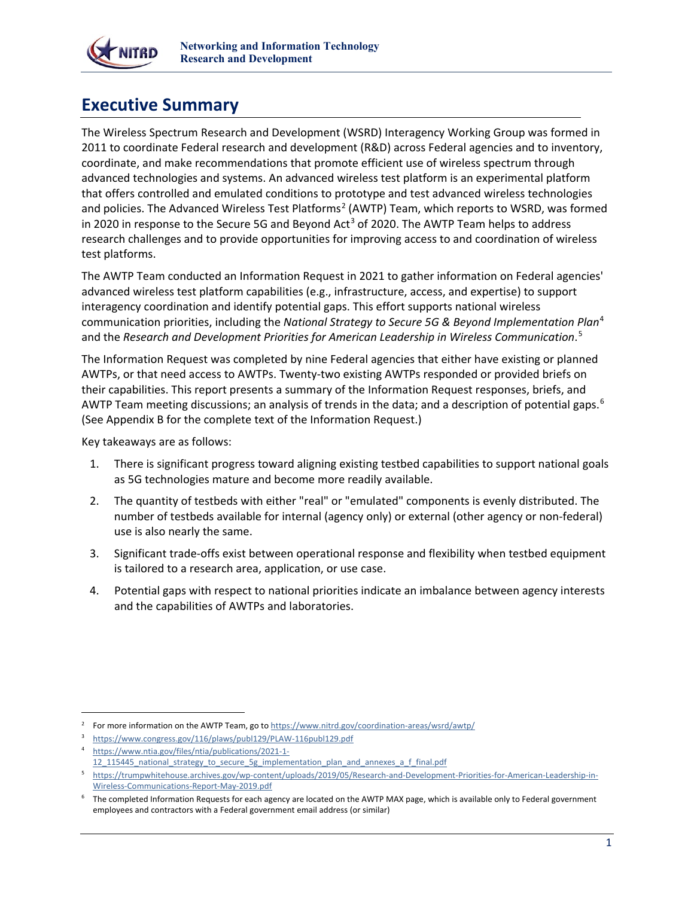# Executive Summary

The Wireless Spectrum Research and Development (WSRD) Interagency Working Group was formed in 2011 to coordinate Federal research and development (R&D) across Federal agencies and to inventory, coordinate, and make recommendations that promote efficient use of wireless spectrum through advanced technologies and systems. An advanced wireless test platform is an experimental platform that offers controlled and emulated conditions to prototype and test advanced wireless technologies and policies. The Advanced Wireless Test Platforms[2] (AWTP) Team, which reports to WSRD, was formed in 2020 in response to the Secure 5G and Beyond Act[3] of 2020. The AWTP Team helps to address research challenges and to provide opportunities for improving access to and coordination of wireless test platforms.

The AWTP Team conducted an Information Request in 2021 to gather information on Federal agencies' advanced wireless test platform capabilities (e.g., infrastructure, access, and expertise) to support interagency coordination and identify potential gaps. This effort supports national wireless communication priorities, including the *National Strategy to Secure 5G & Beyond Implementation Plan*[4] and the *Research and Development Priorities for American Leadership in Wireless Communication*.[5]

The Information Request was completed by nine Federal agencies that either have existing or planned AWTPs, or that need access to AWTPs. Twenty-two existing AWTPs responded or provided briefs on their capabilities. This report presents a summary of the Information Request responses, briefs, and AWTP Team meeting discussions; an analysis of trends in the data; and a description of potential gaps.[6] (See Appendix B for the complete text of the Information Request.)

Key takeaways are as follows:

1. There is significant progress toward aligning existing testbed capabilities to support national goals as 5G technologies mature and become more readily available.
2. The quantity of testbeds with either "real" or "emulated" components is evenly distributed. The number of testbeds available for internal (agency only) or external (other agency or non-federal) use is also nearly the same.
3. Significant trade-offs exist between operational response and flexibility when testbed equipment is tailored to a research area, application, or use case.
4. Potential gaps with respect to national priorities indicate an imbalance between agency interests and the capabilities of AWTPs and laboratories.

---

[2] For more information on the AWTP Team, go to https://www.nitrd.gov/coordination-areas/wsrd/awtp/

[3] https://www.congress.gov/116/plaws/publ129/PLAW-116publ129.pdf

[4] https://www.ntia.gov/files/ntia/publications/2021-1-12_115445_national_strategy_to_secure_5g_implementation_plan_and_annexes_a_f_final.pdf

[5] https://trumpwhitehouse.archives.gov/wp-content/uploads/2019/05/Research-and-Development-Priorities-for-American-Leadership-in-Wireless-Communications-Report-May-2019.pdf

[6] The completed Information Requests for each agency are located on the AWTP MAX page, which is available only to Federal government employees and contractors with a Federal government email address (or similar)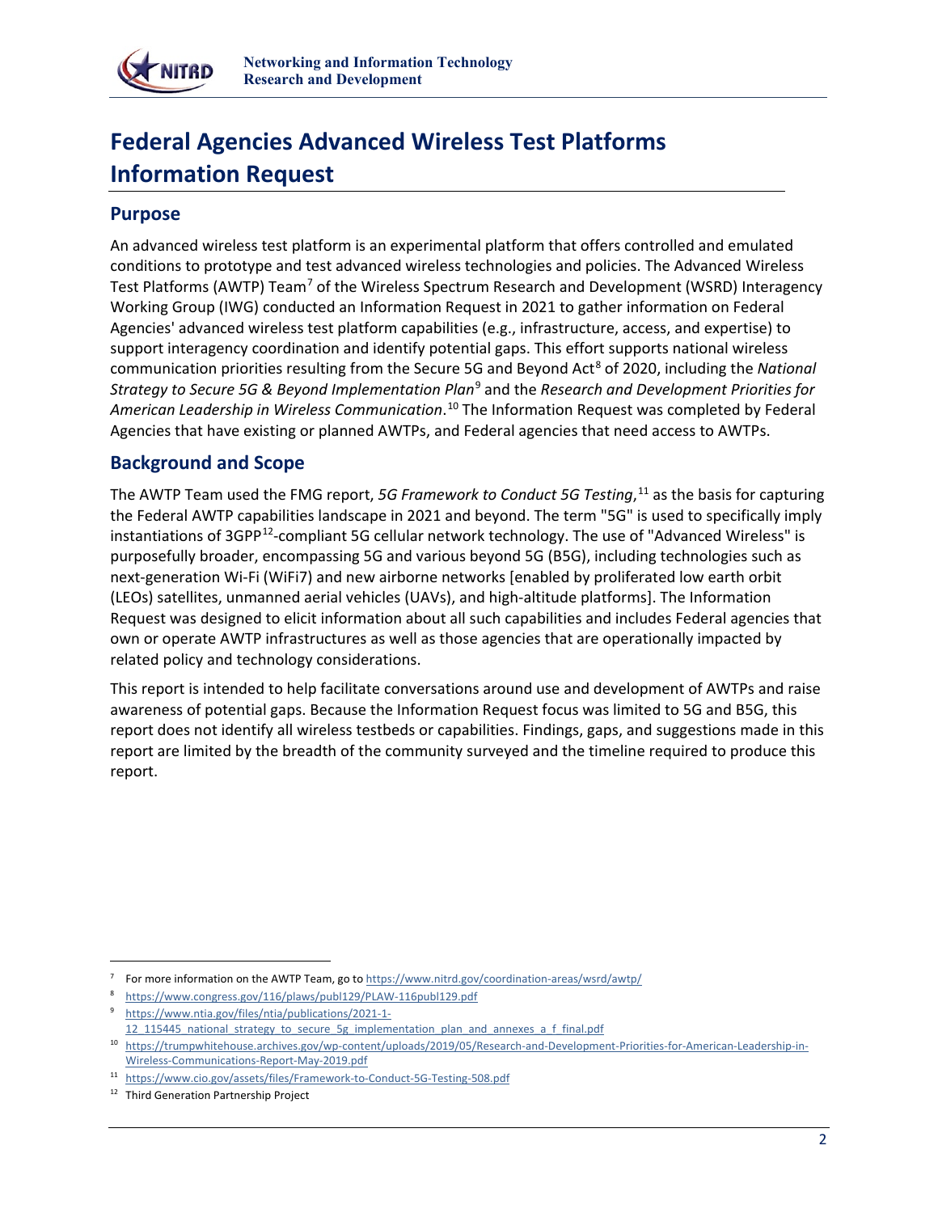# Federal Agencies Advanced Wireless Test Platforms Information Request

## Purpose

An advanced wireless test platform is an experimental platform that offers controlled and emulated conditions to prototype and test advanced wireless technologies and policies. The Advanced Wireless Test Platforms (AWTP) Team[7] of the Wireless Spectrum Research and Development (WSRD) Interagency Working Group (IWG) conducted an Information Request in 2021 to gather information on Federal Agencies' advanced wireless test platform capabilities (e.g., infrastructure, access, and expertise) to support interagency coordination and identify potential gaps. This effort supports national wireless communication priorities resulting from the Secure 5G and Beyond Act[8] of 2020, including the *National Strategy to Secure 5G & Beyond Implementation Plan*[9] and the *Research and Development Priorities for American Leadership in Wireless Communication*.[10] The Information Request was completed by Federal Agencies that have existing or planned AWTPs, and Federal agencies that need access to AWTPs.

## Background and Scope

The AWTP Team used the FMG report, *5G Framework to Conduct 5G Testing*,[11] as the basis for capturing the Federal AWTP capabilities landscape in 2021 and beyond. The term "5G" is used to specifically imply instantiations of 3GPP[12]-compliant 5G cellular network technology. The use of "Advanced Wireless" is purposefully broader, encompassing 5G and various beyond 5G (B5G), including technologies such as next-generation Wi-Fi (WiFi7) and new airborne networks [enabled by proliferated low earth orbit (LEOs) satellites, unmanned aerial vehicles (UAVs), and high-altitude platforms]. The Information Request was designed to elicit information about all such capabilities and includes Federal agencies that own or operate AWTP infrastructures as well as those agencies that are operationally impacted by related policy and technology considerations.

This report is intended to help facilitate conversations around use and development of AWTPs and raise awareness of potential gaps. Because the Information Request focus was limited to 5G and B5G, this report does not identify all wireless testbeds or capabilities. Findings, gaps, and suggestions made in this report are limited by the breadth of the community surveyed and the timeline required to produce this report.

---

[7] For more information on the AWTP Team, go to https://www.nitrd.gov/coordination-areas/wsrd/awtp/

[8] https://www.congress.gov/116/plaws/publ129/PLAW-116publ129.pdf

[9] https://www.ntia.gov/files/ntia/publications/2021-1-12_115445_national_strategy_to_secure_5g_implementation_plan_and_annexes_a_f_final.pdf

[10] https://trumpwhitehouse.archives.gov/wp-content/uploads/2019/05/Research-and-Development-Priorities-for-American-Leadership-in-Wireless-Communications-Report-May-2019.pdf

[11] https://www.cio.gov/assets/files/Framework-to-Conduct-5G-Testing-508.pdf

[12] Third Generation Partnership Project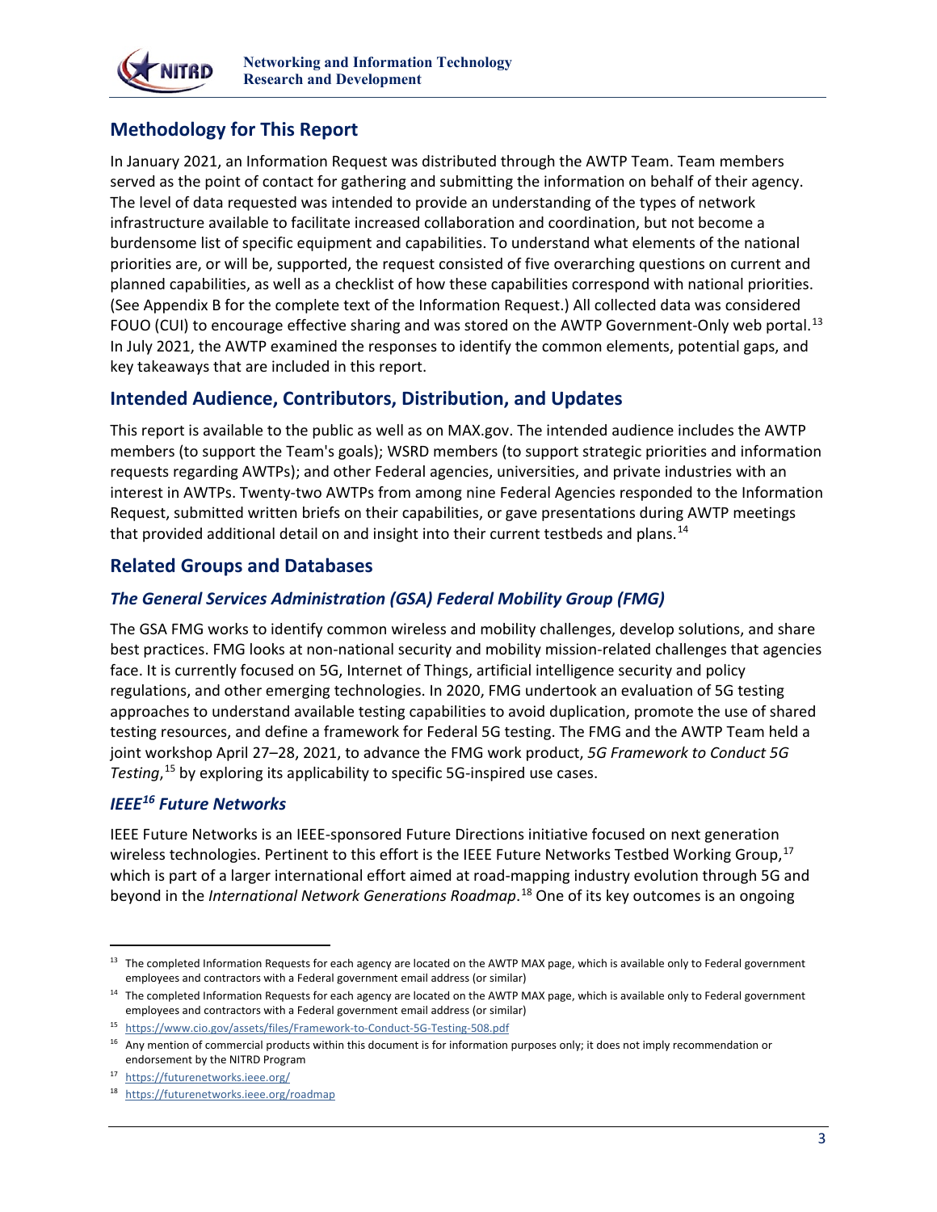## Methodology for This Report

In January 2021, an Information Request was distributed through the AWTP Team. Team members served as the point of contact for gathering and submitting the information on behalf of their agency. The level of data requested was intended to provide an understanding of the types of network infrastructure available to facilitate increased collaboration and coordination, but not become a burdensome list of specific equipment and capabilities. To understand what elements of the national priorities are, or will be, supported, the request consisted of five overarching questions on current and planned capabilities, as well as a checklist of how these capabilities correspond with national priorities. (See Appendix B for the complete text of the Information Request.) All collected data was considered FOUO (CUI) to encourage effective sharing and was stored on the AWTP Government-Only web portal.[13] In July 2021, the AWTP examined the responses to identify the common elements, potential gaps, and key takeaways that are included in this report.

## Intended Audience, Contributors, Distribution, and Updates

This report is available to the public as well as on MAX.gov. The intended audience includes the AWTP members (to support the Team's goals); WSRD members (to support strategic priorities and information requests regarding AWTPs); and other Federal agencies, universities, and private industries with an interest in AWTPs. Twenty-two AWTPs from among nine Federal Agencies responded to the Information Request, submitted written briefs on their capabilities, or gave presentations during AWTP meetings that provided additional detail on and insight into their current testbeds and plans.[14]

## Related Groups and Databases

### *The General Services Administration (GSA) Federal Mobility Group (FMG)*

The GSA FMG works to identify common wireless and mobility challenges, develop solutions, and share best practices. FMG looks at non-national security and mobility mission-related challenges that agencies face. It is currently focused on 5G, Internet of Things, artificial intelligence security and policy regulations, and other emerging technologies. In 2020, FMG undertook an evaluation of 5G testing approaches to understand available testing capabilities to avoid duplication, promote the use of shared testing resources, and define a framework for Federal 5G testing. The FMG and the AWTP Team held a joint workshop April 27–28, 2021, to advance the FMG work product, *5G Framework to Conduct 5G Testing*,[15] by exploring its applicability to specific 5G-inspired use cases.

### *IEEE[16] Future Networks*

IEEE Future Networks is an IEEE-sponsored Future Directions initiative focused on next generation wireless technologies. Pertinent to this effort is the IEEE Future Networks Testbed Working Group,[17] which is part of a larger international effort aimed at road-mapping industry evolution through 5G and beyond in the *International Network Generations Roadmap*.[18] One of its key outcomes is an ongoing

---

[13] The completed Information Requests for each agency are located on the AWTP MAX page, which is available only to Federal government employees and contractors with a Federal government email address (or similar)

[14] The completed Information Requests for each agency are located on the AWTP MAX page, which is available only to Federal government employees and contractors with a Federal government email address (or similar)

[15] https://www.cio.gov/assets/files/Framework-to-Conduct-5G-Testing-508.pdf

[16] Any mention of commercial products within this document is for information purposes only; it does not imply recommendation or endorsement by the NITRD Program

[17] https://futurenetworks.ieee.org/

[18] https://futurenetworks.ieee.org/roadmap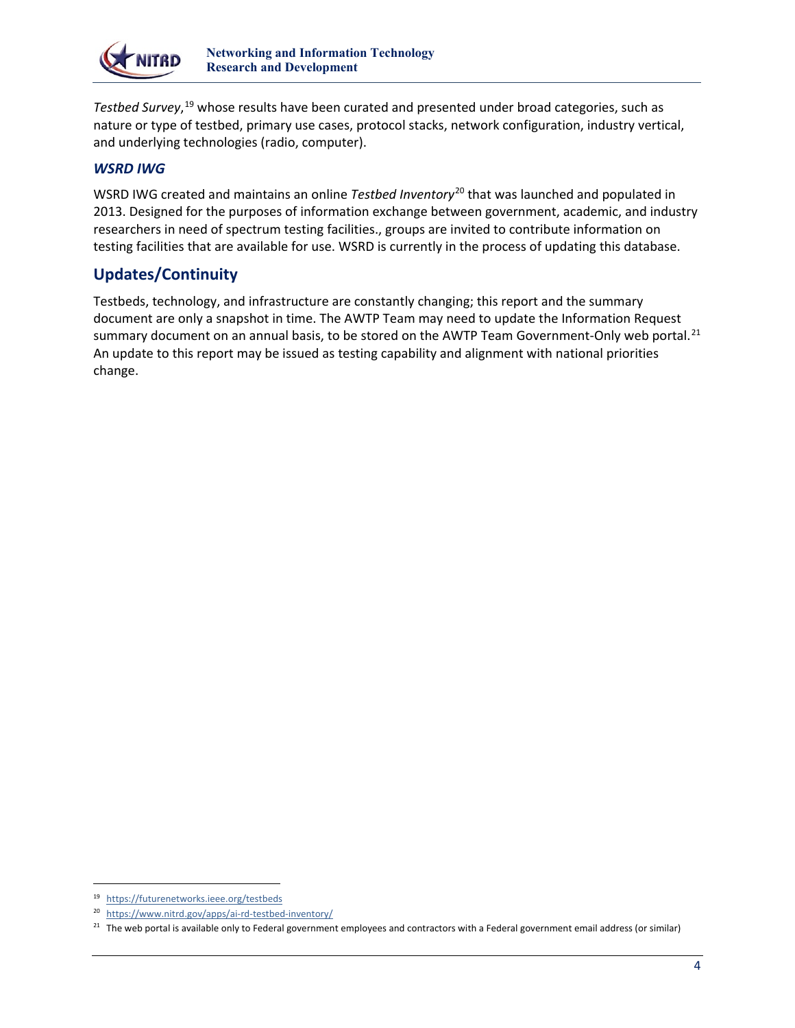*Testbed Survey*,[19] whose results have been curated and presented under broad categories, such as nature or type of testbed, primary use cases, protocol stacks, network configuration, industry vertical, and underlying technologies (radio, computer).

### *WSRD IWG*

WSRD IWG created and maintains an online *Testbed Inventory*[20] that was launched and populated in 2013. Designed for the purposes of information exchange between government, academic, and industry researchers in need of spectrum testing facilities., groups are invited to contribute information on testing facilities that are available for use. WSRD is currently in the process of updating this database.

## Updates/Continuity

Testbeds, technology, and infrastructure are constantly changing; this report and the summary document are only a snapshot in time. The AWTP Team may need to update the Information Request summary document on an annual basis, to be stored on the AWTP Team Government-Only web portal.[21] An update to this report may be issued as testing capability and alignment with national priorities change.

---

[19] https://futurenetworks.ieee.org/testbeds

[20] https://www.nitrd.gov/apps/ai-rd-testbed-inventory/

[21] The web portal is available only to Federal government employees and contractors with a Federal government email address (or similar)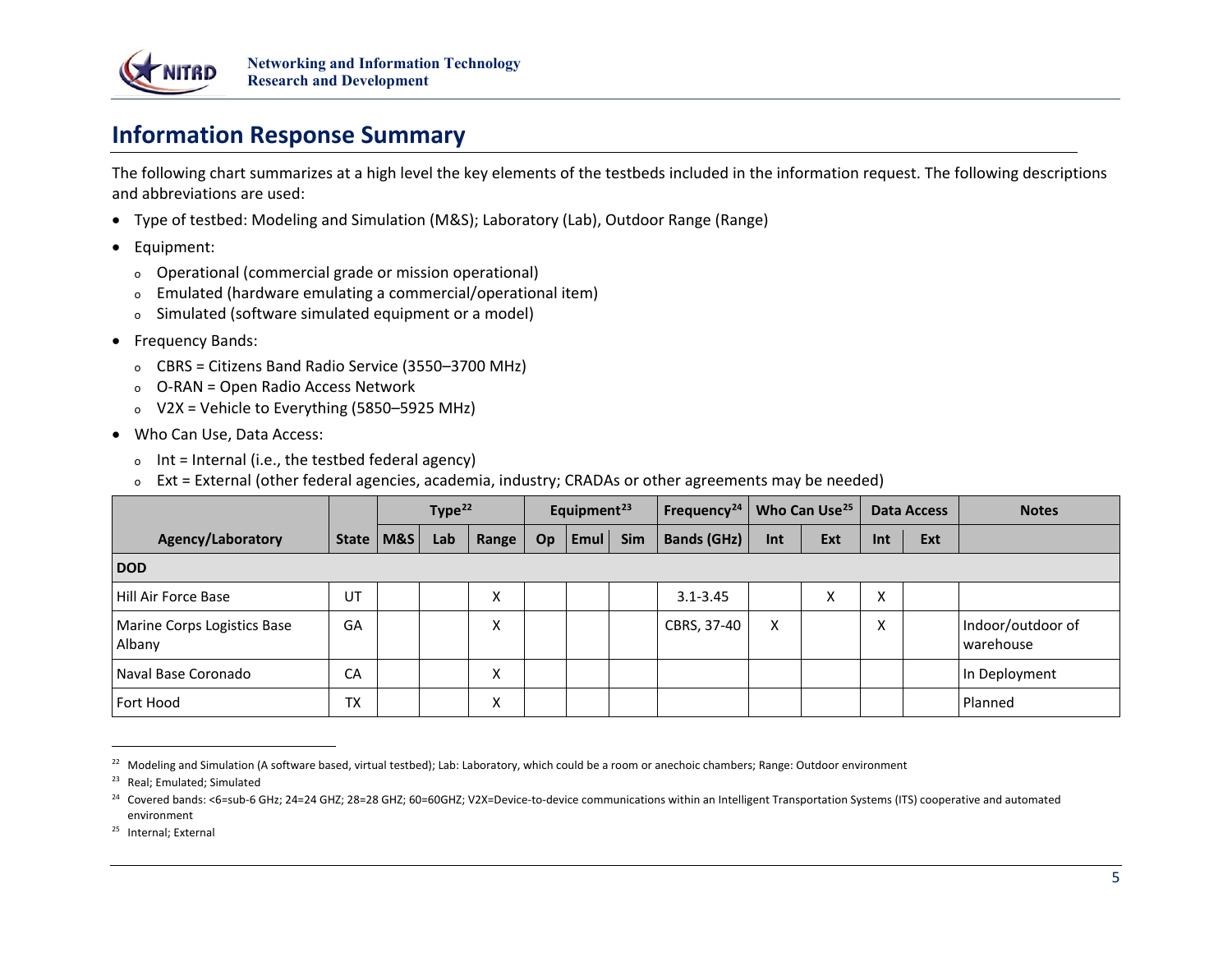## Information Response Summary

The following chart summarizes at a high level the key elements of the testbeds included in the information request. The following descriptions and abbreviations are used:

- Type of testbed: Modeling and Simulation (M&S); Laboratory (Lab), Outdoor Range (Range)
- Equipment:
  - Operational (commercial grade or mission operational)
  - Emulated (hardware emulating a commercial/operational item)
  - Simulated (software simulated equipment or a model)
- Frequency Bands:
  - CBRS = Citizens Band Radio Service (3550–3700 MHz)
  - O-RAN = Open Radio Access Network
  - V2X = Vehicle to Everything (5850–5925 MHz)
- Who Can Use, Data Access:
  - Int = Internal (i.e., the testbed federal agency)
  - Ext = External (other federal agencies, academia, industry; CRADAs or other agreements may be needed)

| | | Type[22] | | | Equipment[23] | | | Frequency[24] | Who Can Use[25] | | Data Access | | Notes |
|---|---|---|---|---|---|---|---|---|---|---|---|---|---|
| Agency/Laboratory | State | M&S | Lab | Range | Op | Emul | Sim | Bands (GHz) | Int | Ext | Int | Ext | |
| **DOD** | | | | | | | | | | | | | |
| Hill Air Force Base | UT | | | X | | | | 3.1-3.45 | | X | X | | |
| Marine Corps Logistics Base Albany | GA | | | X | | | | CBRS, 37-40 | X | | X | | Indoor/outdoor of warehouse |
| Naval Base Coronado | CA | | | X | | | | | | | | | In Deployment |
| Fort Hood | TX | | | X | | | | | | | | | Planned |

[22] Modeling and Simulation (A software based, virtual testbed); Lab: Laboratory, which could be a room or anechoic chambers; Range: Outdoor environment

[23] Real; Emulated; Simulated

[24] Covered bands: <6=sub-6 GHz; 24=24 GHZ; 28=28 GHZ; 60=60GHZ; V2X=Device-to-device communications within an Intelligent Transportation Systems (ITS) cooperative and automated environment

[25] Internal; External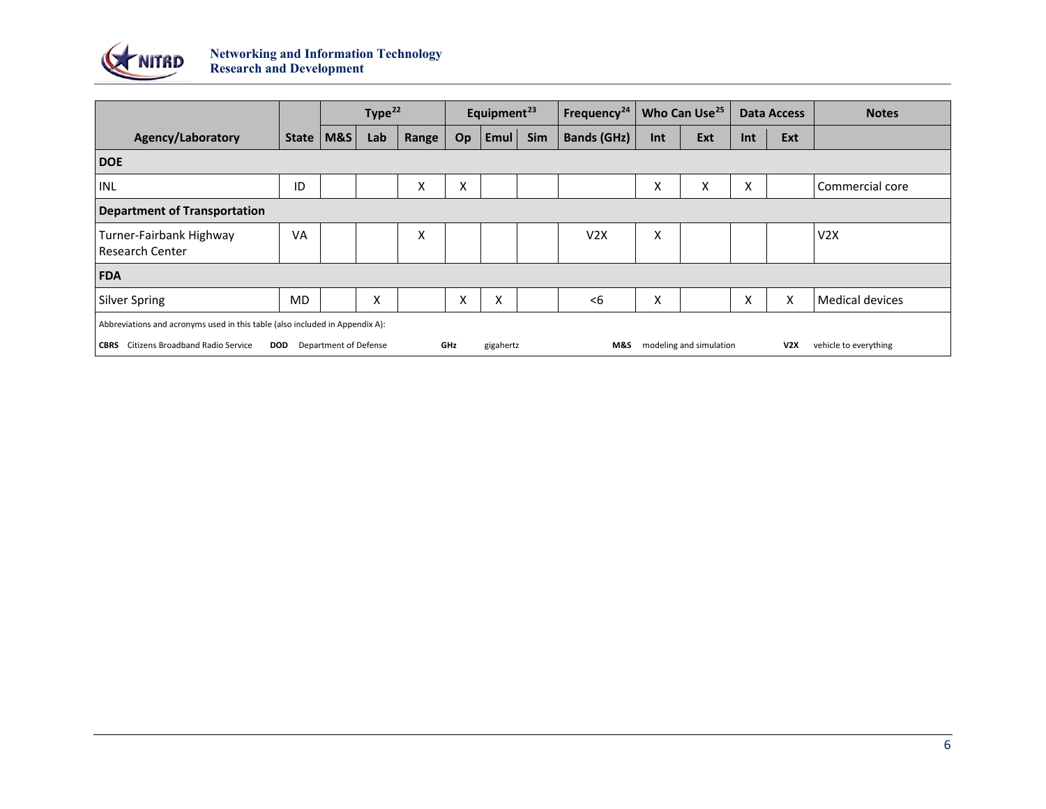| | | Type[22] | | | Equipment[23] | | | Frequency[24] | Who Can Use[25] | | Data Access | | Notes |
|---|---|---|---|---|---|---|---|---|---|---|---|---|---|
| Agency/Laboratory | State | M&S | Lab | Range | Op | Emul | Sim | Bands (GHz) | Int | Ext | Int | Ext | |
| **DOE** | | | | | | | | | | | | | |
| INL | ID | | | X | X | | | | X | X | X | | Commercial core |
| **Department of Transportation** | | | | | | | | | | | | | |
| Turner-Fairbank Highway Research Center | VA | | | X | | | | V2X | X | | | | V2X |
| **FDA** | | | | | | | | | | | | | |
| Silver Spring | MD | | X | | X | X | | <6 | X | | X | X | Medical devices |

Abbreviations and acronyms used in this table (also included in Appendix A):

**CBRS** Citizens Broadband Radio Service **DOD** Department of Defense **GHz** gigahertz **M&S** modeling and simulation **V2X** vehicle to everything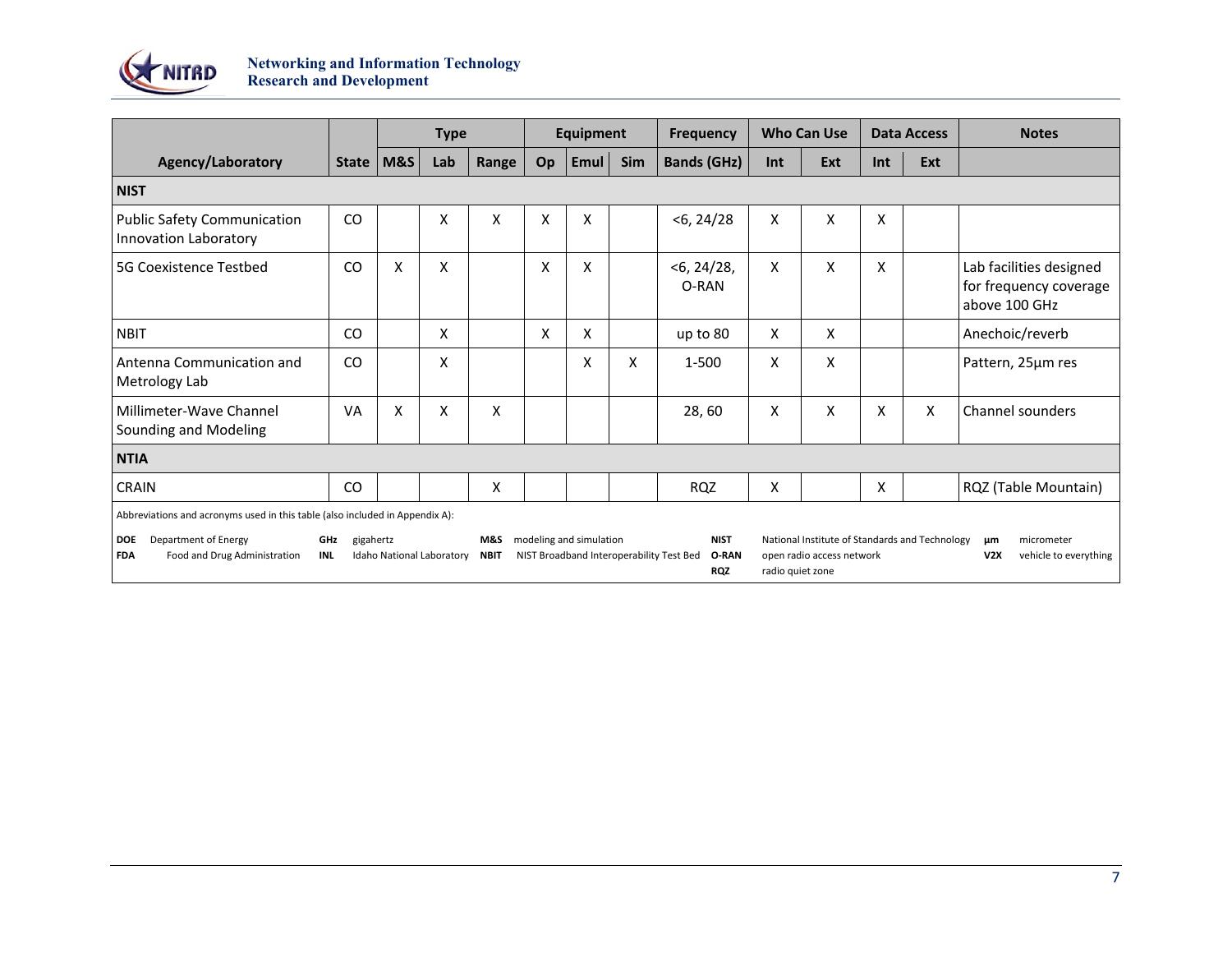| Agency/Laboratory | State | Type | | | Equipment | | | Frequency | Who Can Use | | Data Access | | Notes |
|---|---|---|---|---|---|---|---|---|---|---|---|---|---|
| | | M&S | Lab | Range | Op | Emul | Sim | Bands (GHz) | Int | Ext | Int | Ext | |
| **NIST** | | | | | | | | | | | | | |
| Public Safety Communication Innovation Laboratory | CO | | X | X | X | X | | <6, 24/28 | X | X | X | | |
| 5G Coexistence Testbed | CO | X | X | | X | X | | <6, 24/28, O-RAN | X | X | X | | Lab facilities designed for frequency coverage above 100 GHz |
| NBIT | CO | | X | | X | X | | up to 80 | X | X | | | Anechoic/reverb |
| Antenna Communication and Metrology Lab | CO | | X | | | X | X | 1-500 | X | X | | | Pattern, 25µm res |
| Millimeter-Wave Channel Sounding and Modeling | VA | X | X | X | | | | 28, 60 | X | X | X | X | Channel sounders |
| **NTIA** | | | | | | | | | | | | | |
| CRAIN | CO | | | X | | | | RQZ | X | | X | | RQZ (Table Mountain) |

Abbreviations and acronyms used in this table (also included in Appendix A):

**DOE** Department of Energy
**FDA** Food and Drug Administration
**GHz** gigahertz
**INL** Idaho National Laboratory
**M&S** modeling and simulation
**NBIT** NIST Broadband Interoperability Test Bed
**NIST** National Institute of Standards and Technology
**O-RAN** open radio access network
**RQZ** radio quiet zone
**µm** micrometer
**V2X** vehicle to everything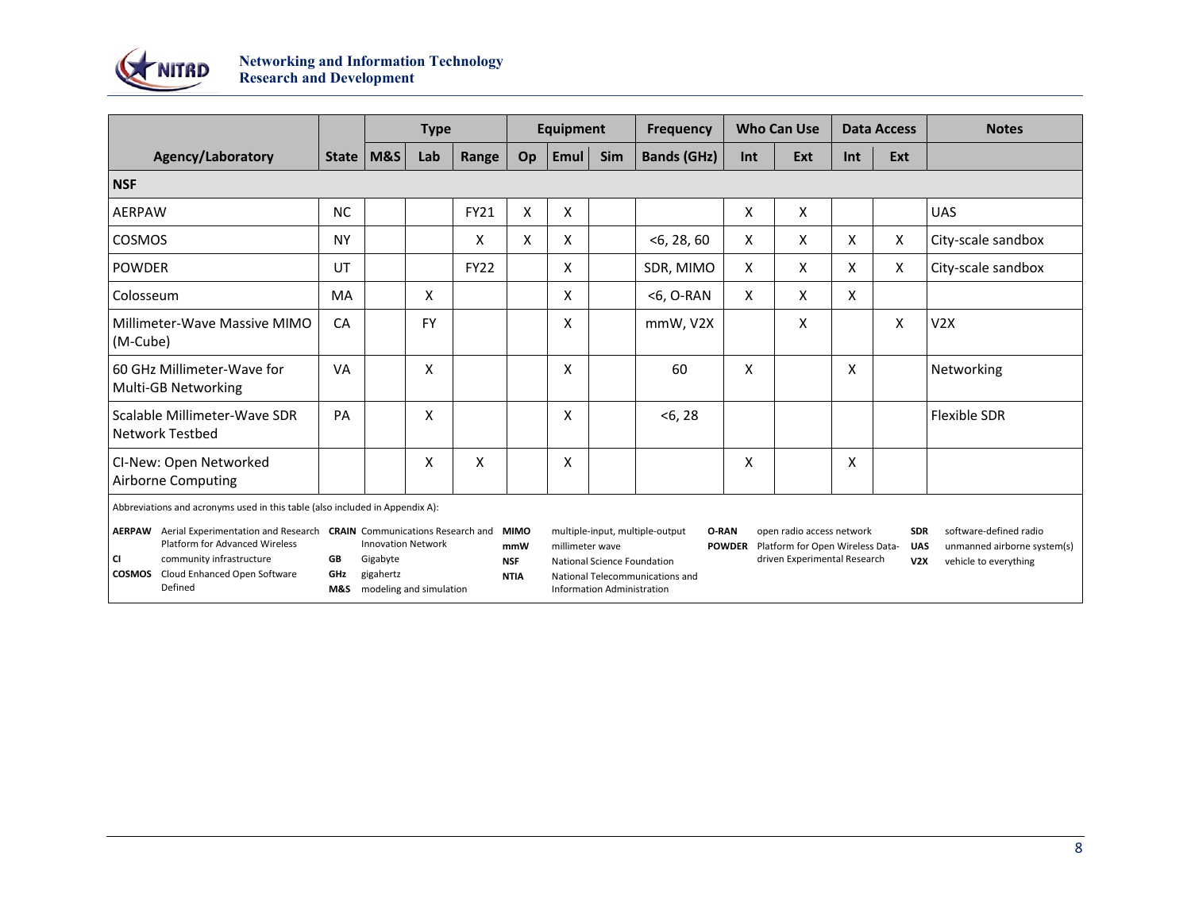| Agency/Laboratory | State | Type | | | Equipment | | | Frequency | Who Can Use | | Data Access | | Notes |
|---|---|---|---|---|---|---|---|---|---|---|---|---|---|
| | | M&S | Lab | Range | Op | Emul | Sim | Bands (GHz) | Int | Ext | Int | Ext | |
| **NSF** | | | | | | | | | | | | | |
| AERPAW | NC | | | FY21 | X | X | | | X | X | | | UAS |
| COSMOS | NY | | | X | X | X | | <6, 28, 60 | X | X | X | X | City-scale sandbox |
| POWDER | UT | | | FY22 | | X | | SDR, MIMO | X | X | X | X | City-scale sandbox |
| Colosseum | MA | | X | | | X | | <6, O-RAN | X | X | X | | |
| Millimeter-Wave Massive MIMO (M-Cube) | CA | | FY | | | X | | mmW, V2X | | X | | X | V2X |
| 60 GHz Millimeter-Wave for Multi-GB Networking | VA | | X | | | X | | 60 | X | | X | | Networking |
| Scalable Millimeter-Wave SDR Network Testbed | PA | | X | | | X | | <6, 28 | | | | | Flexible SDR |
| CI-New: Open Networked Airborne Computing | | | X | X | | X | | | X | | X | | |

Abbreviations and acronyms used in this table (also included in Appendix A):

**AERPAW** Aerial Experimentation and Research Platform for Advanced Wireless
**CI** community infrastructure
**COSMOS** Cloud Enhanced Open Software Defined
**CRAIN** Communications Research and Innovation Network
**GB** Gigabyte
**GHz** gigahertz
**M&S** modeling and simulation
**MIMO** multiple-input, multiple-output
**mmW** millimeter wave
**NSF** National Science Foundation
**NTIA** National Telecommunications and Information Administration
**O-RAN** open radio access network
**POWDER** Platform for Open Wireless Data-driven Experimental Research
**SDR** software-defined radio
**UAS** unmanned airborne system(s)
**V2X** vehicle to everything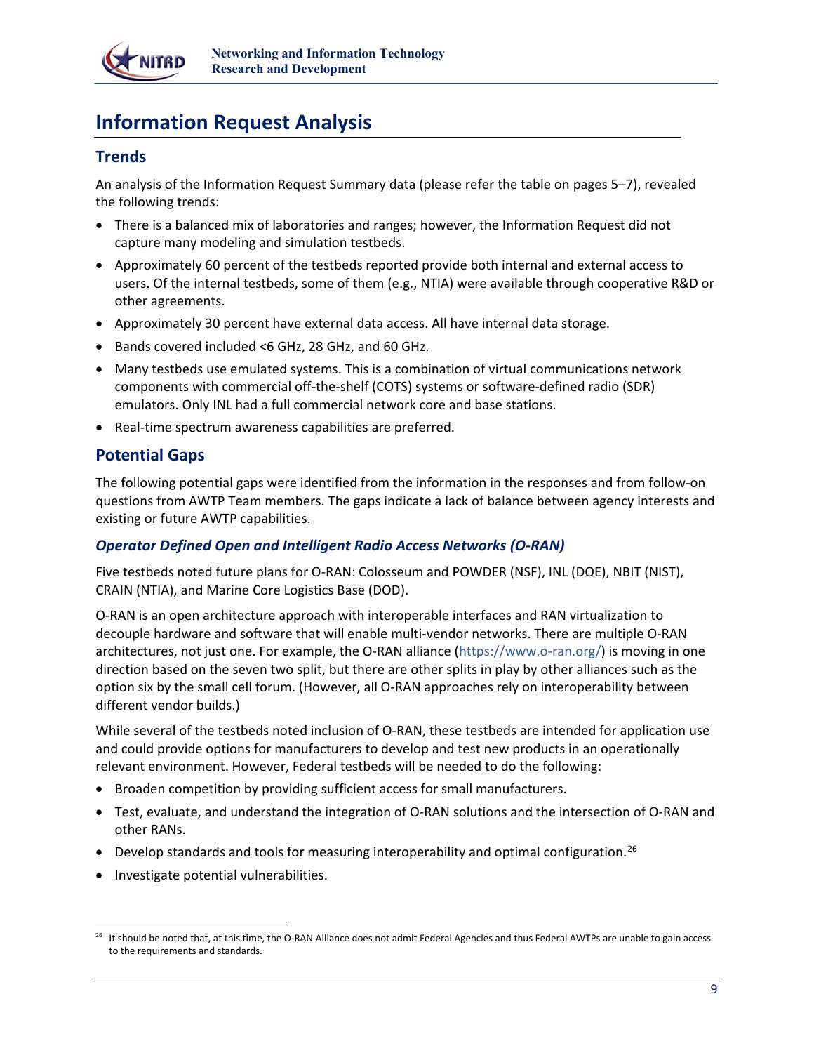# Information Request Analysis

## Trends

An analysis of the Information Request Summary data (please refer the table on pages 5–7), revealed the following trends:

- There is a balanced mix of laboratories and ranges; however, the Information Request did not capture many modeling and simulation testbeds.
- Approximately 60 percent of the testbeds reported provide both internal and external access to users. Of the internal testbeds, some of them (e.g., NTIA) were available through cooperative R&D or other agreements.
- Approximately 30 percent have external data access. All have internal data storage.
- Bands covered included <6 GHz, 28 GHz, and 60 GHz.
- Many testbeds use emulated systems. This is a combination of virtual communications network components with commercial off-the-shelf (COTS) systems or software-defined radio (SDR) emulators. Only INL had a full commercial network core and base stations.
- Real-time spectrum awareness capabilities are preferred.

## Potential Gaps

The following potential gaps were identified from the information in the responses and from follow-on questions from AWTP Team members. The gaps indicate a lack of balance between agency interests and existing or future AWTP capabilities.

### *Operator Defined Open and Intelligent Radio Access Networks (O-RAN)*

Five testbeds noted future plans for O-RAN: Colosseum and POWDER (NSF), INL (DOE), NBIT (NIST), CRAIN (NTIA), and Marine Core Logistics Base (DOD).

O-RAN is an open architecture approach with interoperable interfaces and RAN virtualization to decouple hardware and software that will enable multi-vendor networks. There are multiple O-RAN architectures, not just one. For example, the O-RAN alliance (https://www.o-ran.org/) is moving in one direction based on the seven two split, but there are other splits in play by other alliances such as the option six by the small cell forum. (However, all O-RAN approaches rely on interoperability between different vendor builds.)

While several of the testbeds noted inclusion of O-RAN, these testbeds are intended for application use and could provide options for manufacturers to develop and test new products in an operationally relevant environment. However, Federal testbeds will be needed to do the following:

- Broaden competition by providing sufficient access for small manufacturers.
- Test, evaluate, and understand the integration of O-RAN solutions and the intersection of O-RAN and other RANs.
- Develop standards and tools for measuring interoperability and optimal configuration.[26]
- Investigate potential vulnerabilities.

[26] It should be noted that, at this time, the O-RAN Alliance does not admit Federal Agencies and thus Federal AWTPs are unable to gain access to the requirements and standards.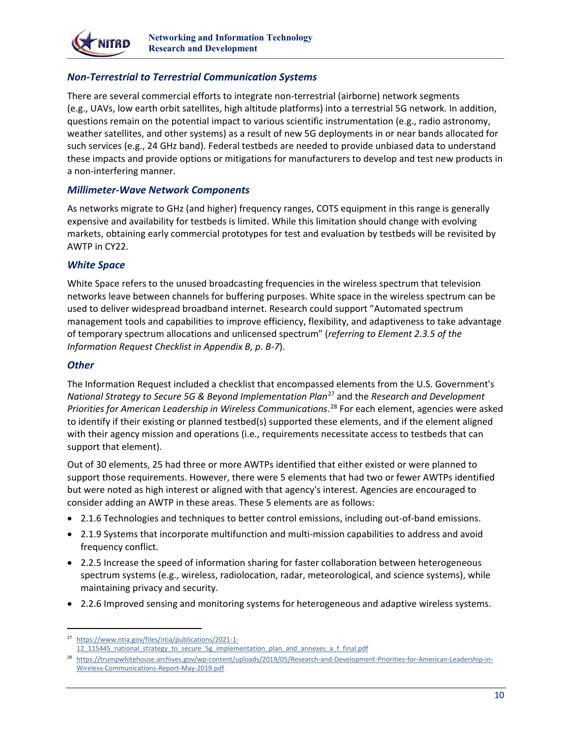### *Non-Terrestrial to Terrestrial Communication Systems*

There are several commercial efforts to integrate non-terrestrial (airborne) network segments (e.g., UAVs, low earth orbit satellites, high altitude platforms) into a terrestrial 5G network. In addition, questions remain on the potential impact to various scientific instrumentation (e.g., radio astronomy, weather satellites, and other systems) as a result of new 5G deployments in or near bands allocated for such services (e.g., 24 GHz band). Federal testbeds are needed to provide unbiased data to understand these impacts and provide options or mitigations for manufacturers to develop and test new products in a non-interfering manner.

### *Millimeter-Wave Network Components*

As networks migrate to GHz (and higher) frequency ranges, COTS equipment in this range is generally expensive and availability for testbeds is limited. While this limitation should change with evolving markets, obtaining early commercial prototypes for test and evaluation by testbeds will be revisited by AWTP in CY22.

### *White Space*

White Space refers to the unused broadcasting frequencies in the wireless spectrum that television networks leave between channels for buffering purposes. White space in the wireless spectrum can be used to deliver widespread broadband internet. Research could support "Automated spectrum management tools and capabilities to improve efficiency, flexibility, and adaptiveness to take advantage of temporary spectrum allocations and unlicensed spectrum" (*referring to Element 2.3.5 of the Information Request Checklist in Appendix B, p. B-7*).

### *Other*

The Information Request included a checklist that encompassed elements from the U.S. Government's *National Strategy to Secure 5G & Beyond Implementation Plan*[27] and the *Research and Development Priorities for American Leadership in Wireless Communications*.[28] For each element, agencies were asked to identify if their existing or planned testbed(s) supported these elements, and if the element aligned with their agency mission and operations (i.e., requirements necessitate access to testbeds that can support that element).

Out of 30 elements, 25 had three or more AWTPs identified that either existed or were planned to support those requirements. However, there were 5 elements that had two or fewer AWTPs identified but were noted as high interest or aligned with that agency's interest. Agencies are encouraged to consider adding an AWTP in these areas. These 5 elements are as follows:

- 2.1.6 Technologies and techniques to better control emissions, including out-of-band emissions.
- 2.1.9 Systems that incorporate multifunction and multi-mission capabilities to address and avoid frequency conflict.
- 2.2.5 Increase the speed of information sharing for faster collaboration between heterogeneous spectrum systems (e.g., wireless, radiolocation, radar, meteorological, and science systems), while maintaining privacy and security.
- 2.2.6 Improved sensing and monitoring systems for heterogeneous and adaptive wireless systems.

---

[27] https://www.ntia.gov/files/ntia/publications/2021-1-12_115445_national_strategy_to_secure_5g_implementation_plan_and_annexes_a_f_final.pdf

[28] https://trumpwhitehouse.archives.gov/wp-content/uploads/2019/05/Research-and-Development-Priorities-for-American-Leadership-in-Wireless-Communications-Report-May-2019.pdf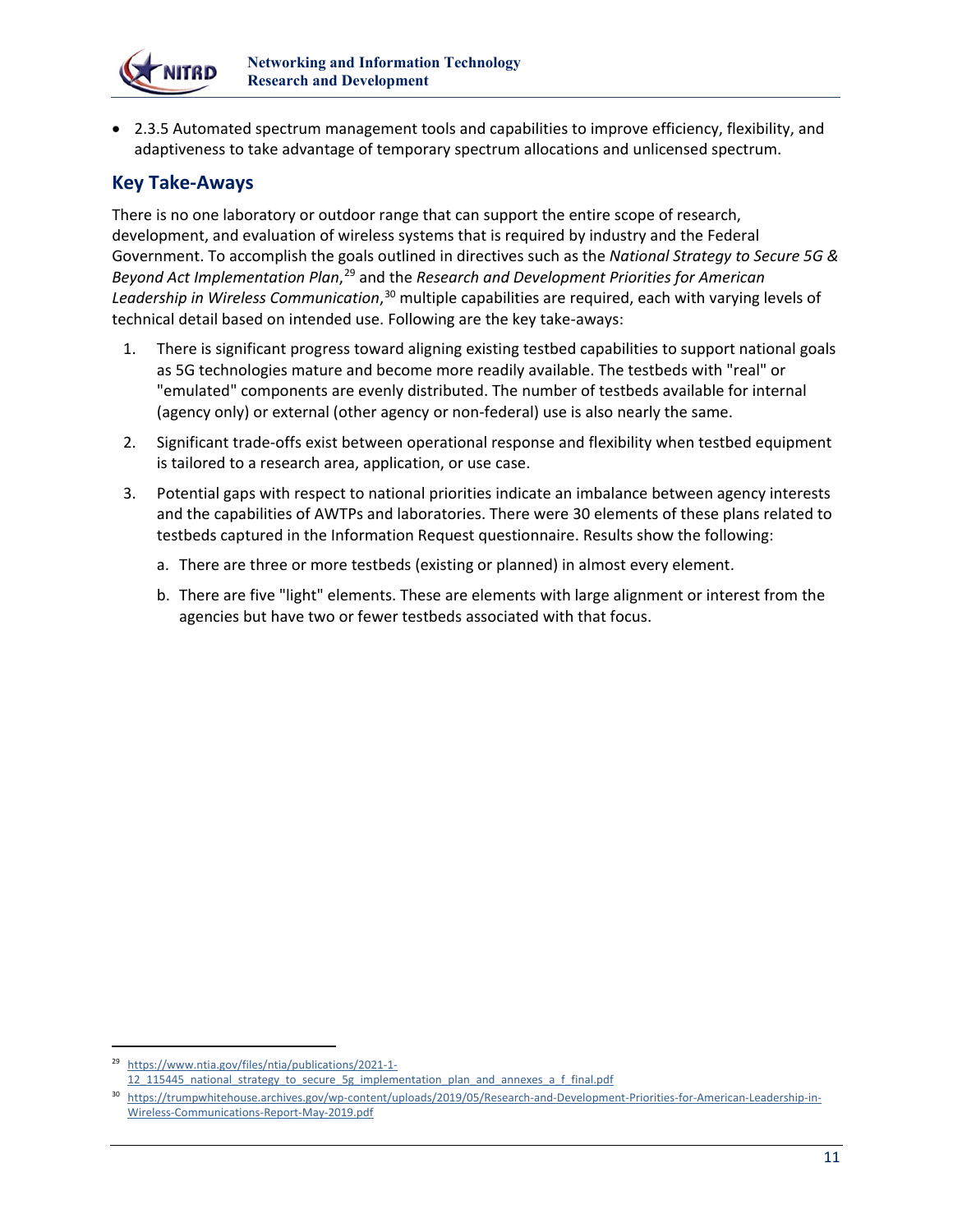- 2.3.5 Automated spectrum management tools and capabilities to improve efficiency, flexibility, and adaptiveness to take advantage of temporary spectrum allocations and unlicensed spectrum.

## Key Take-Aways

There is no one laboratory or outdoor range that can support the entire scope of research, development, and evaluation of wireless systems that is required by industry and the Federal Government. To accomplish the goals outlined in directives such as the *National Strategy to Secure 5G & Beyond Act Implementation Plan*,[29] and the *Research and Development Priorities for American Leadership in Wireless Communication*,[30] multiple capabilities are required, each with varying levels of technical detail based on intended use. Following are the key take-aways:

1. There is significant progress toward aligning existing testbed capabilities to support national goals as 5G technologies mature and become more readily available. The testbeds with "real" or "emulated" components are evenly distributed. The number of testbeds available for internal (agency only) or external (other agency or non-federal) use is also nearly the same.
2. Significant trade-offs exist between operational response and flexibility when testbed equipment is tailored to a research area, application, or use case.
3. Potential gaps with respect to national priorities indicate an imbalance between agency interests and the capabilities of AWTPs and laboratories. There were 30 elements of these plans related to testbeds captured in the Information Request questionnaire. Results show the following:
    a. There are three or more testbeds (existing or planned) in almost every element.
    b. There are five "light" elements. These are elements with large alignment or interest from the agencies but have two or fewer testbeds associated with that focus.

---

[29] https://www.ntia.gov/files/ntia/publications/2021-1-12_115445_national_strategy_to_secure_5g_implementation_plan_and_annexes_a_f_final.pdf

[30] https://trumpwhitehouse.archives.gov/wp-content/uploads/2019/05/Research-and-Development-Priorities-for-American-Leadership-in-Wireless-Communications-Report-May-2019.pdf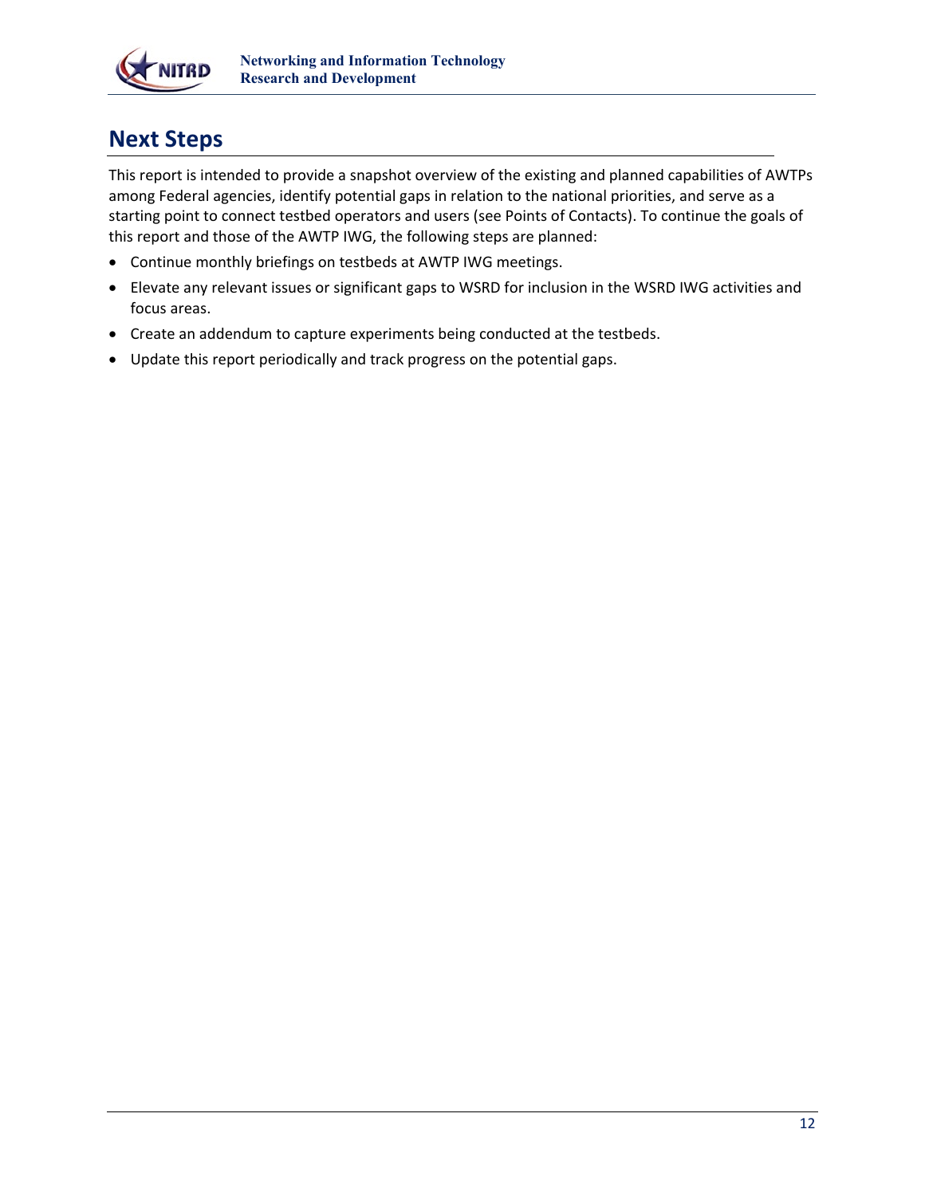## Next Steps

This report is intended to provide a snapshot overview of the existing and planned capabilities of AWTPs among Federal agencies, identify potential gaps in relation to the national priorities, and serve as a starting point to connect testbed operators and users (see Points of Contacts). To continue the goals of this report and those of the AWTP IWG, the following steps are planned:

- Continue monthly briefings on testbeds at AWTP IWG meetings.
- Elevate any relevant issues or significant gaps to WSRD for inclusion in the WSRD IWG activities and focus areas.
- Create an addendum to capture experiments being conducted at the testbeds.
- Update this report periodically and track progress on the potential gaps.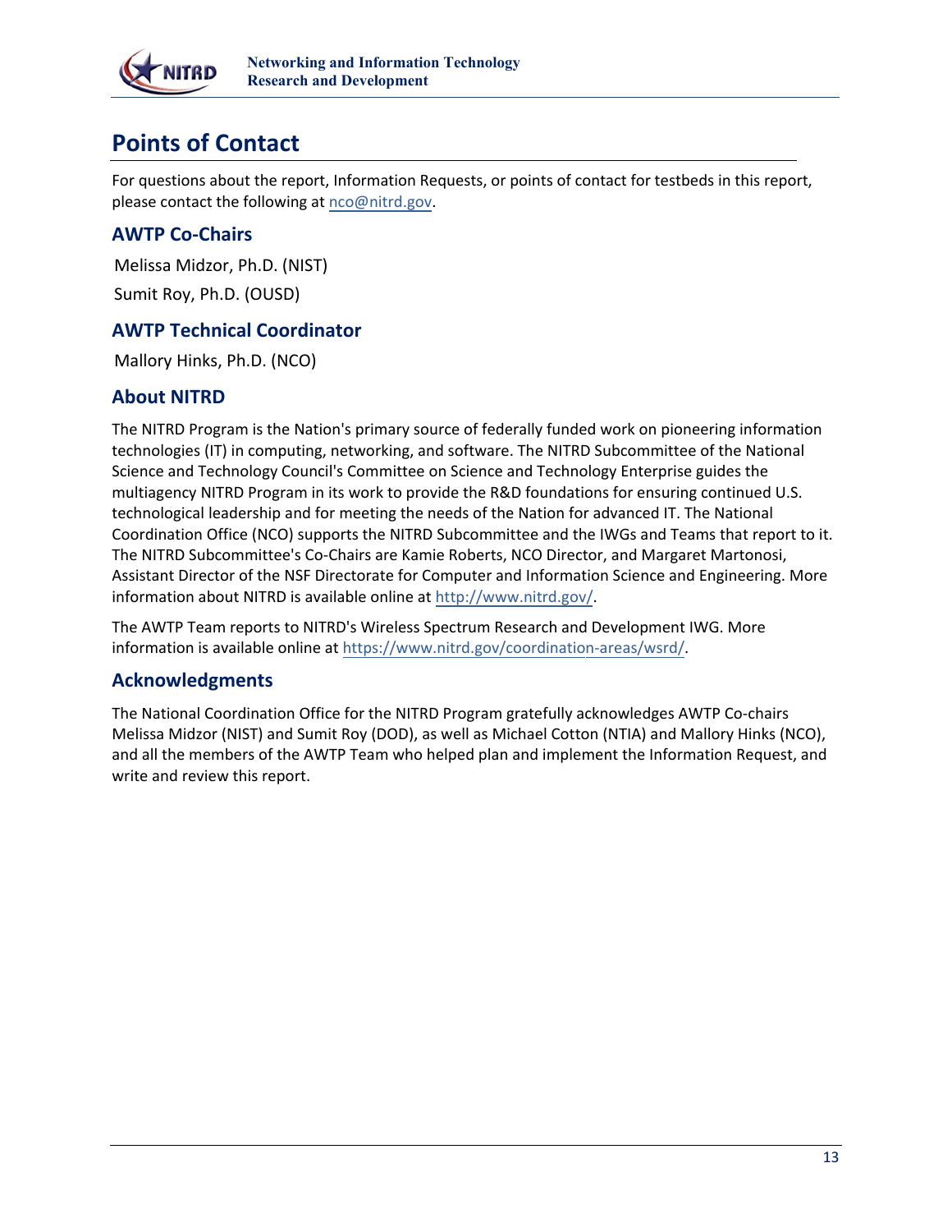## Points of Contact

For questions about the report, Information Requests, or points of contact for testbeds in this report, please contact the following at nco@nitrd.gov.

### AWTP Co-Chairs

Melissa Midzor, Ph.D. (NIST)

Sumit Roy, Ph.D. (OUSD)

### AWTP Technical Coordinator

Mallory Hinks, Ph.D. (NCO)

### About NITRD

The NITRD Program is the Nation's primary source of federally funded work on pioneering information technologies (IT) in computing, networking, and software. The NITRD Subcommittee of the National Science and Technology Council's Committee on Science and Technology Enterprise guides the multiagency NITRD Program in its work to provide the R&D foundations for ensuring continued U.S. technological leadership and for meeting the needs of the Nation for advanced IT. The National Coordination Office (NCO) supports the NITRD Subcommittee and the IWGs and Teams that report to it. The NITRD Subcommittee's Co-Chairs are Kamie Roberts, NCO Director, and Margaret Martonosi, Assistant Director of the NSF Directorate for Computer and Information Science and Engineering. More information about NITRD is available online at http://www.nitrd.gov/.

The AWTP Team reports to NITRD's Wireless Spectrum Research and Development IWG. More information is available online at https://www.nitrd.gov/coordination-areas/wsrd/.

### Acknowledgments

The National Coordination Office for the NITRD Program gratefully acknowledges AWTP Co-chairs Melissa Midzor (NIST) and Sumit Roy (DOD), as well as Michael Cotton (NTIA) and Mallory Hinks (NCO), and all the members of the AWTP Team who helped plan and implement the Information Request, and write and review this report.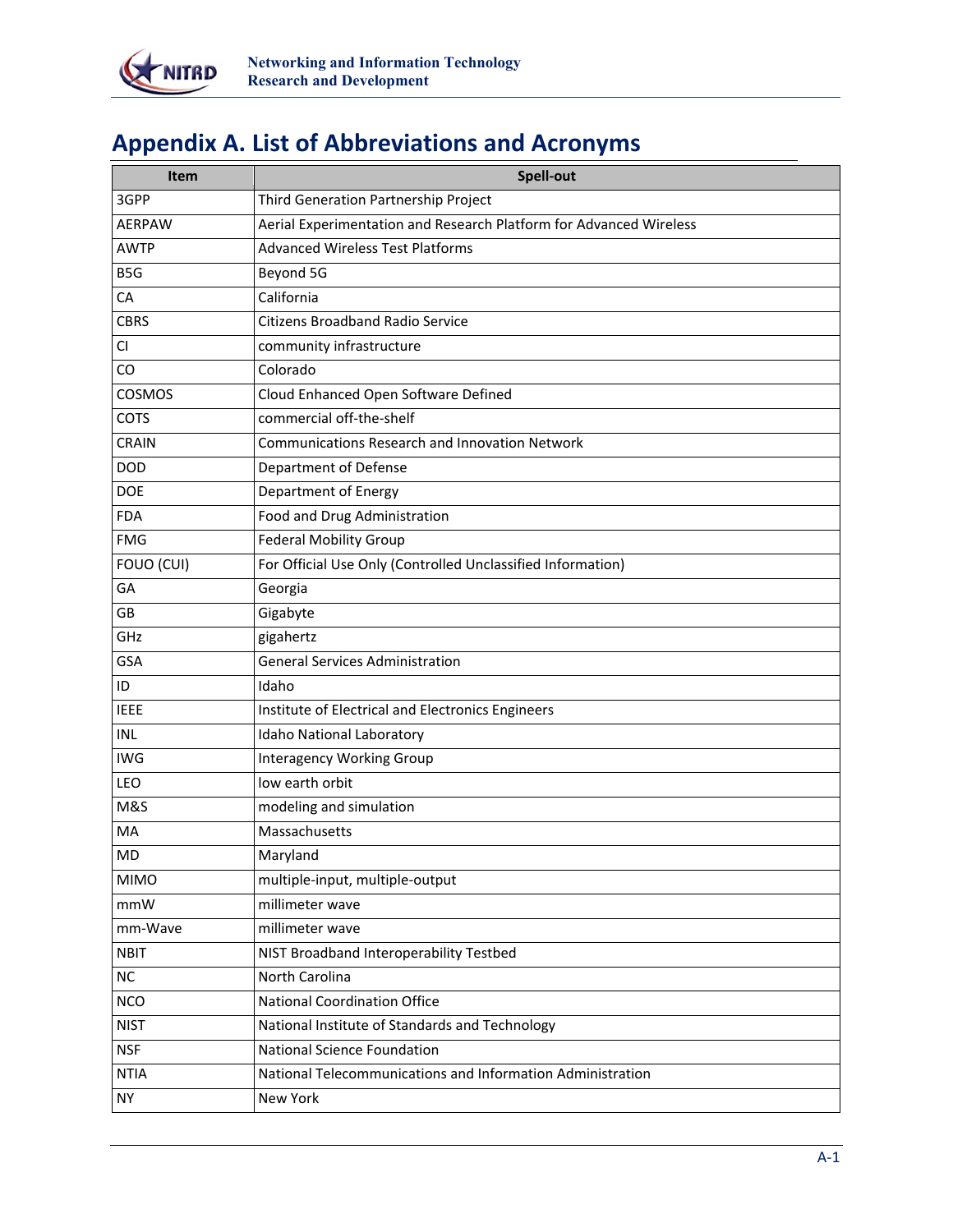# Appendix A. List of Abbreviations and Acronyms

| Item | Spell-out |
|---|---|
| 3GPP | Third Generation Partnership Project |
| AERPAW | Aerial Experimentation and Research Platform for Advanced Wireless |
| AWTP | Advanced Wireless Test Platforms |
| B5G | Beyond 5G |
| CA | California |
| CBRS | Citizens Broadband Radio Service |
| CI | community infrastructure |
| CO | Colorado |
| COSMOS | Cloud Enhanced Open Software Defined |
| COTS | commercial off-the-shelf |
| CRAIN | Communications Research and Innovation Network |
| DOD | Department of Defense |
| DOE | Department of Energy |
| FDA | Food and Drug Administration |
| FMG | Federal Mobility Group |
| FOUO (CUI) | For Official Use Only (Controlled Unclassified Information) |
| GA | Georgia |
| GB | Gigabyte |
| GHz | gigahertz |
| GSA | General Services Administration |
| ID | Idaho |
| IEEE | Institute of Electrical and Electronics Engineers |
| INL | Idaho National Laboratory |
| IWG | Interagency Working Group |
| LEO | low earth orbit |
| M&S | modeling and simulation |
| MA | Massachusetts |
| MD | Maryland |
| MIMO | multiple-input, multiple-output |
| mmW | millimeter wave |
| mm-Wave | millimeter wave |
| NBIT | NIST Broadband Interoperability Testbed |
| NC | North Carolina |
| NCO | National Coordination Office |
| NIST | National Institute of Standards and Technology |
| NSF | National Science Foundation |
| NTIA | National Telecommunications and Information Administration |
| NY | New York |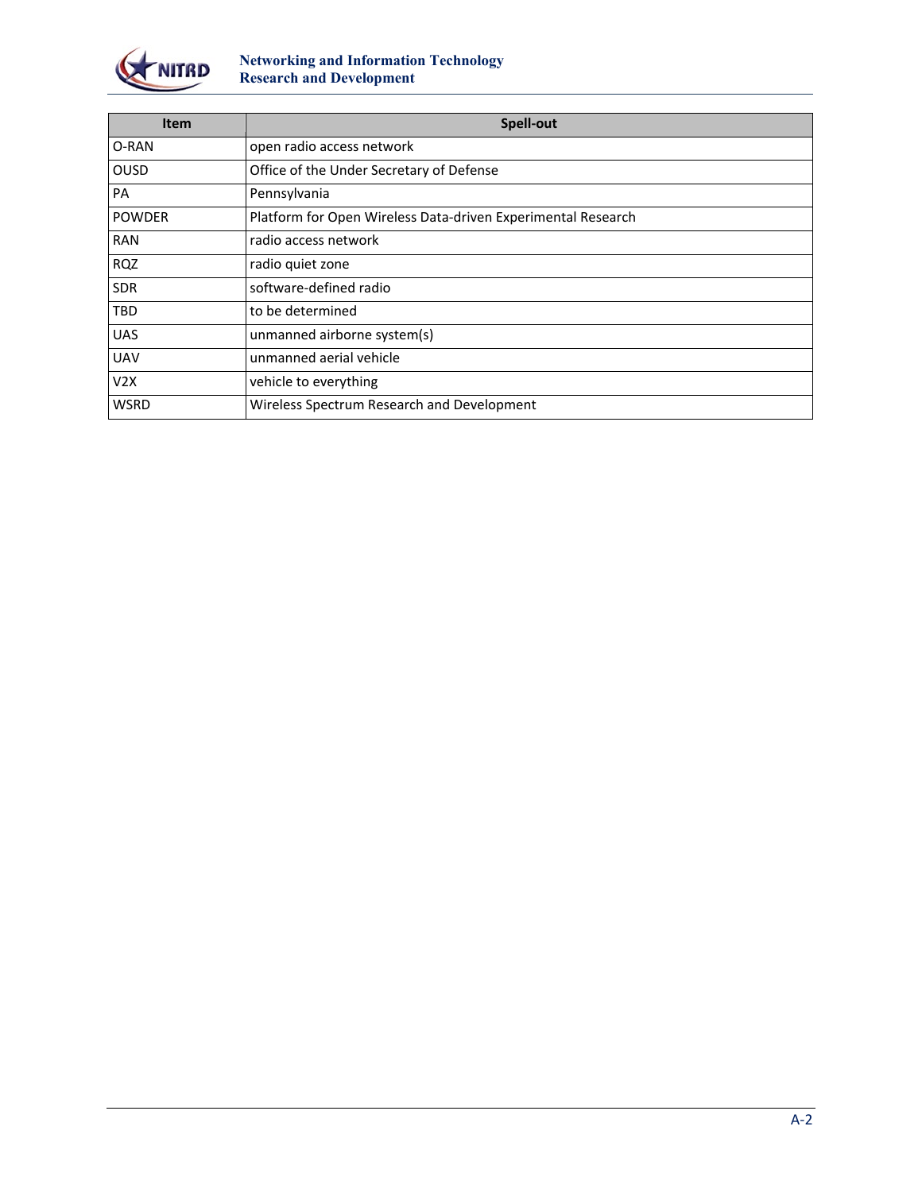| Item | Spell-out |
|---|---|
| O-RAN | open radio access network |
| OUSD | Office of the Under Secretary of Defense |
| PA | Pennsylvania |
| POWDER | Platform for Open Wireless Data-driven Experimental Research |
| RAN | radio access network |
| RQZ | radio quiet zone |
| SDR | software-defined radio |
| TBD | to be determined |
| UAS | unmanned airborne system(s) |
| UAV | unmanned aerial vehicle |
| V2X | vehicle to everything |
| WSRD | Wireless Spectrum Research and Development |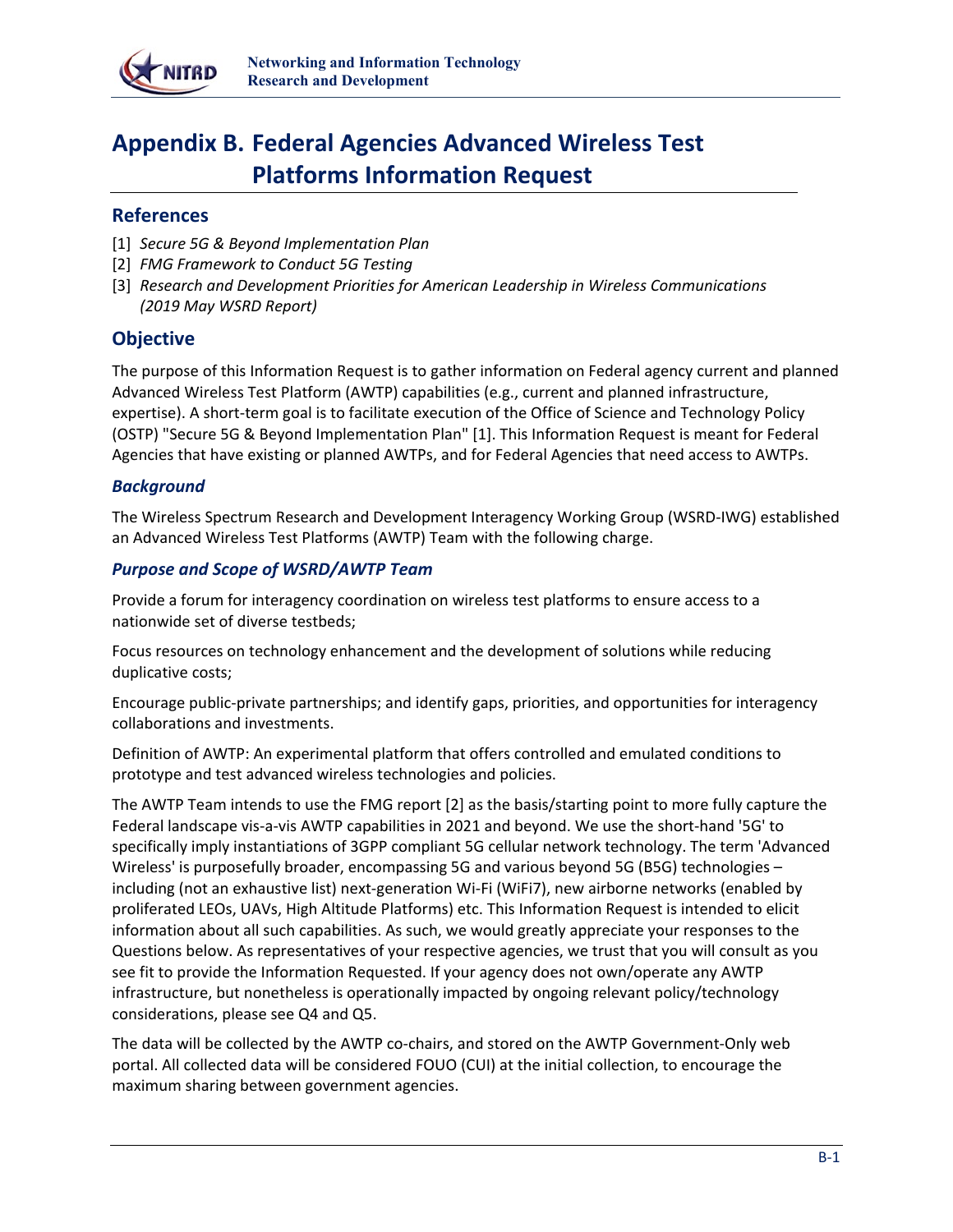# Appendix B. Federal Agencies Advanced Wireless Test Platforms Information Request

## References

[1] *Secure 5G & Beyond Implementation Plan*
[2] *FMG Framework to Conduct 5G Testing*
[3] *Research and Development Priorities for American Leadership in Wireless Communications (2019 May WSRD Report)*

## Objective

The purpose of this Information Request is to gather information on Federal agency current and planned Advanced Wireless Test Platform (AWTP) capabilities (e.g., current and planned infrastructure, expertise). A short-term goal is to facilitate execution of the Office of Science and Technology Policy (OSTP) "Secure 5G & Beyond Implementation Plan" [1]. This Information Request is meant for Federal Agencies that have existing or planned AWTPs, and for Federal Agencies that need access to AWTPs.

### *Background*

The Wireless Spectrum Research and Development Interagency Working Group (WSRD-IWG) established an Advanced Wireless Test Platforms (AWTP) Team with the following charge.

### *Purpose and Scope of WSRD/AWTP Team*

Provide a forum for interagency coordination on wireless test platforms to ensure access to a nationwide set of diverse testbeds;

Focus resources on technology enhancement and the development of solutions while reducing duplicative costs;

Encourage public-private partnerships; and identify gaps, priorities, and opportunities for interagency collaborations and investments.

Definition of AWTP: An experimental platform that offers controlled and emulated conditions to prototype and test advanced wireless technologies and policies.

The AWTP Team intends to use the FMG report [2] as the basis/starting point to more fully capture the Federal landscape vis-a-vis AWTP capabilities in 2021 and beyond. We use the short-hand '5G' to specifically imply instantiations of 3GPP compliant 5G cellular network technology. The term 'Advanced Wireless' is purposefully broader, encompassing 5G and various beyond 5G (B5G) technologies – including (not an exhaustive list) next-generation Wi-Fi (WiFi7), new airborne networks (enabled by proliferated LEOs, UAVs, High Altitude Platforms) etc. This Information Request is intended to elicit information about all such capabilities. As such, we would greatly appreciate your responses to the Questions below. As representatives of your respective agencies, we trust that you will consult as you see fit to provide the Information Requested. If your agency does not own/operate any AWTP infrastructure, but nonetheless is operationally impacted by ongoing relevant policy/technology considerations, please see Q4 and Q5.

The data will be collected by the AWTP co-chairs, and stored on the AWTP Government-Only web portal. All collected data will be considered FOUO (CUI) at the initial collection, to encourage the maximum sharing between government agencies.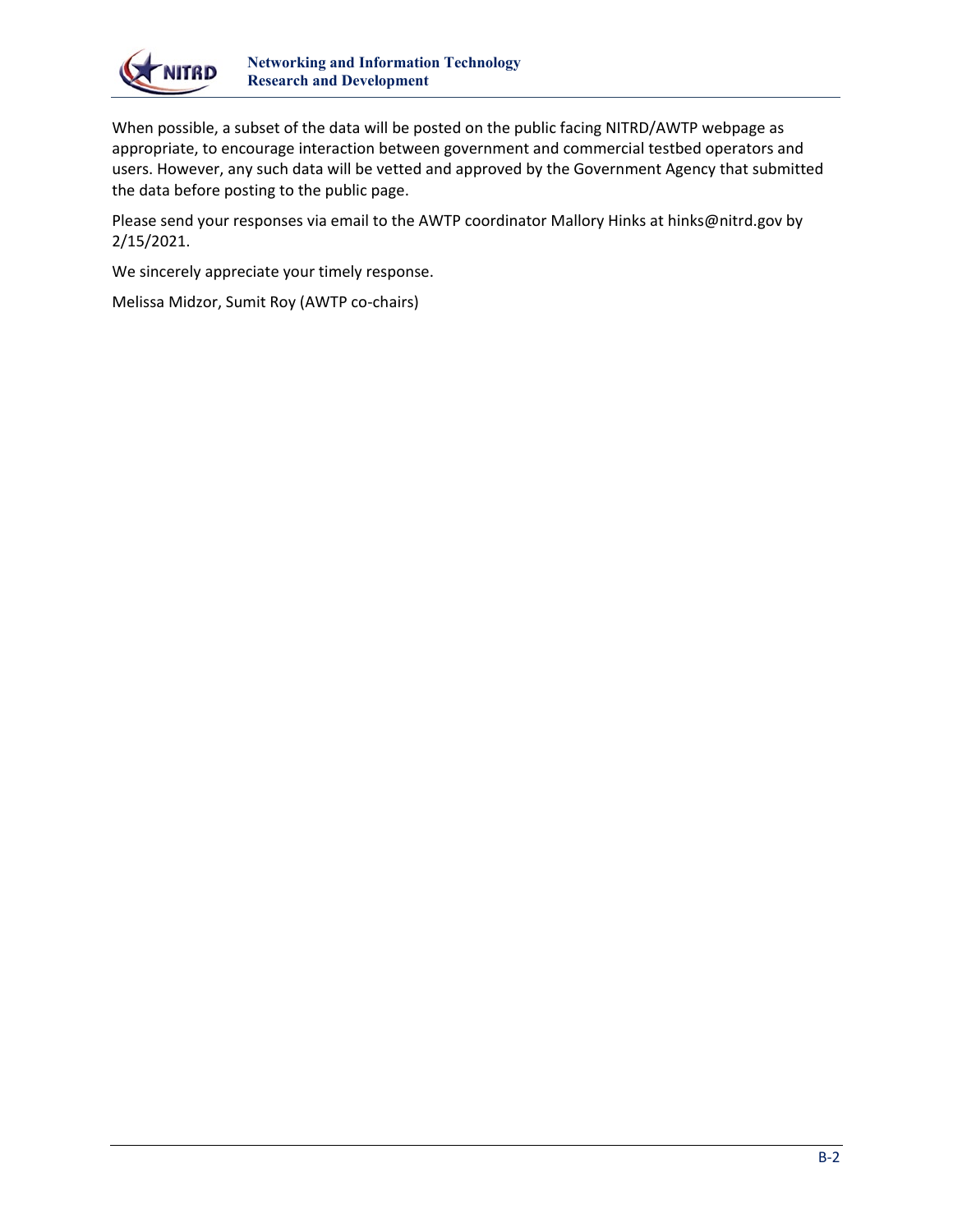When possible, a subset of the data will be posted on the public facing NITRD/AWTP webpage as appropriate, to encourage interaction between government and commercial testbed operators and users. However, any such data will be vetted and approved by the Government Agency that submitted the data before posting to the public page.

Please send your responses via email to the AWTP coordinator Mallory Hinks at hinks@nitrd.gov by 2/15/2021.

We sincerely appreciate your timely response.

Melissa Midzor, Sumit Roy (AWTP co-chairs)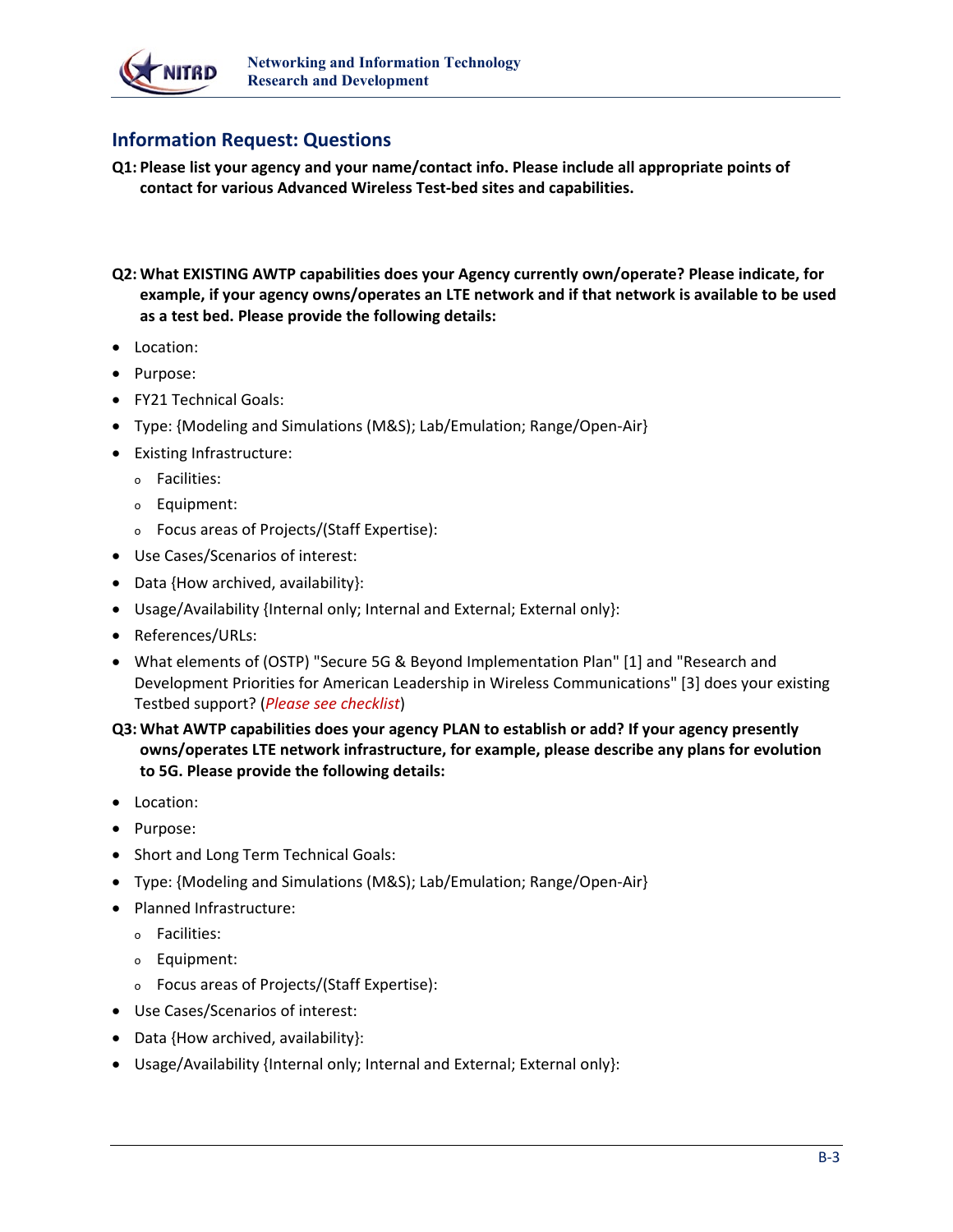## Information Request: Questions

**Q1: Please list your agency and your name/contact info. Please include all appropriate points of contact for various Advanced Wireless Test-bed sites and capabilities.**

**Q2: What EXISTING AWTP capabilities does your Agency currently own/operate? Please indicate, for example, if your agency owns/operates an LTE network and if that network is available to be used as a test bed. Please provide the following details:**

- Location:
- Purpose:
- FY21 Technical Goals:
- Type: {Modeling and Simulations (M&S); Lab/Emulation; Range/Open-Air}
- Existing Infrastructure:
  - Facilities:
  - Equipment:
  - Focus areas of Projects/(Staff Expertise):
- Use Cases/Scenarios of interest:
- Data {How archived, availability}:
- Usage/Availability {Internal only; Internal and External; External only}:
- References/URLs:
- What elements of (OSTP) "Secure 5G & Beyond Implementation Plan" [1] and "Research and Development Priorities for American Leadership in Wireless Communications" [3] does your existing Testbed support? (*Please see checklist*)

**Q3: What AWTP capabilities does your agency PLAN to establish or add? If your agency presently owns/operates LTE network infrastructure, for example, please describe any plans for evolution to 5G. Please provide the following details:**

- Location:
- Purpose:
- Short and Long Term Technical Goals:
- Type: {Modeling and Simulations (M&S); Lab/Emulation; Range/Open-Air}
- Planned Infrastructure:
  - Facilities:
  - Equipment:
  - Focus areas of Projects/(Staff Expertise):
- Use Cases/Scenarios of interest:
- Data {How archived, availability}:
- Usage/Availability {Internal only; Internal and External; External only}: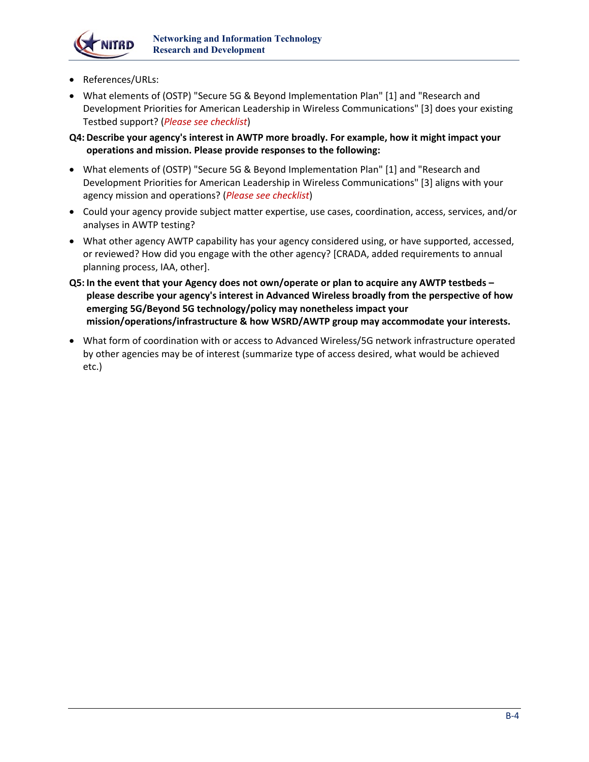- References/URLs:
- What elements of (OSTP) "Secure 5G & Beyond Implementation Plan" [1] and "Research and Development Priorities for American Leadership in Wireless Communications" [3] does your existing Testbed support? (*Please see checklist*)

**Q4: Describe your agency's interest in AWTP more broadly. For example, how it might impact your operations and mission. Please provide responses to the following:**

- What elements of (OSTP) "Secure 5G & Beyond Implementation Plan" [1] and "Research and Development Priorities for American Leadership in Wireless Communications" [3] aligns with your agency mission and operations? (*Please see checklist*)
- Could your agency provide subject matter expertise, use cases, coordination, access, services, and/or analyses in AWTP testing?
- What other agency AWTP capability has your agency considered using, or have supported, accessed, or reviewed? How did you engage with the other agency? [CRADA, added requirements to annual planning process, IAA, other].

**Q5: In the event that your Agency does not own/operate or plan to acquire any AWTP testbeds – please describe your agency's interest in Advanced Wireless broadly from the perspective of how emerging 5G/Beyond 5G technology/policy may nonetheless impact your mission/operations/infrastructure & how WSRD/AWTP group may accommodate your interests.**

- What form of coordination with or access to Advanced Wireless/5G network infrastructure operated by other agencies may be of interest (summarize type of access desired, what would be achieved etc.)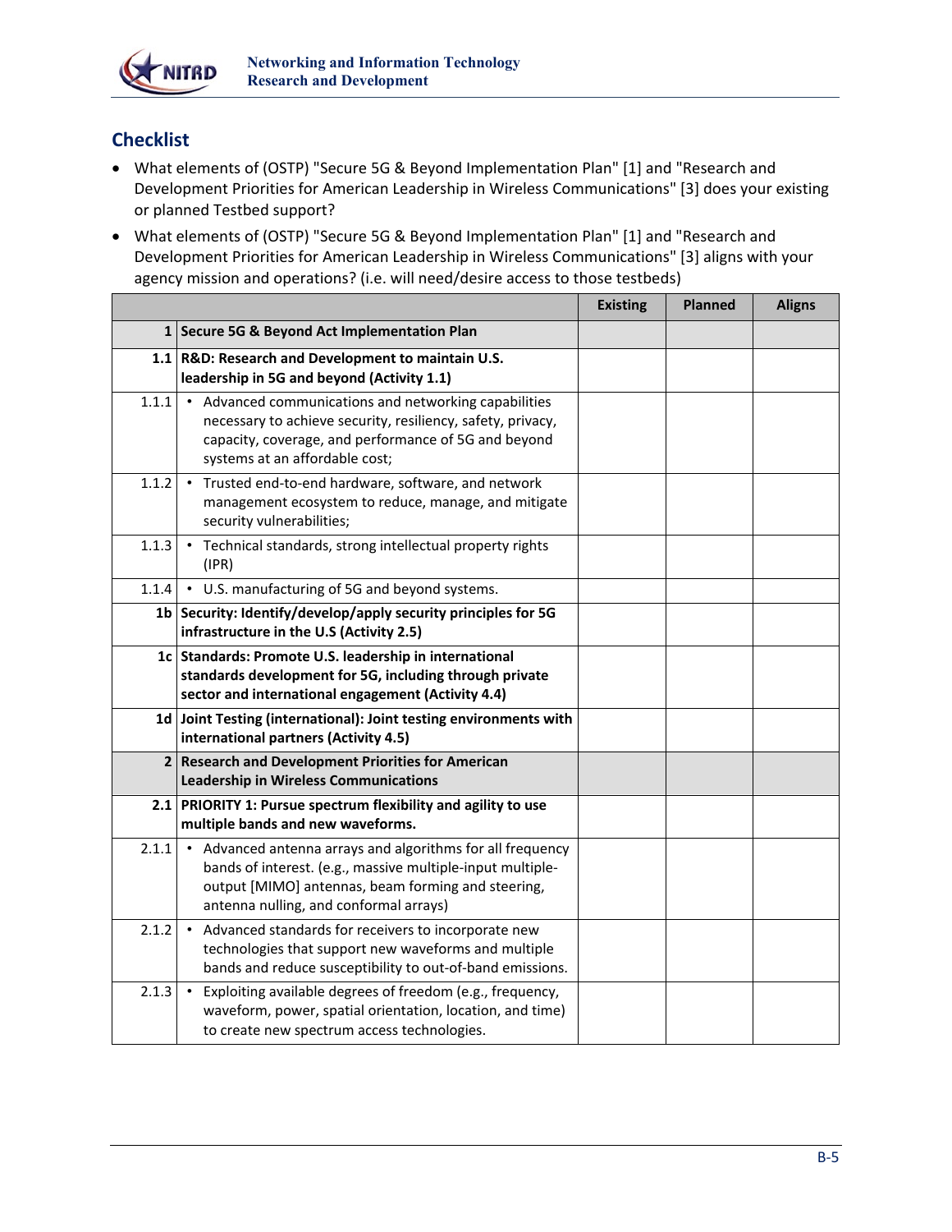## Checklist

- What elements of (OSTP) "Secure 5G & Beyond Implementation Plan" [1] and "Research and Development Priorities for American Leadership in Wireless Communications" [3] does your existing or planned Testbed support?
- What elements of (OSTP) "Secure 5G & Beyond Implementation Plan" [1] and "Research and Development Priorities for American Leadership in Wireless Communications" [3] aligns with your agency mission and operations? (i.e. will need/desire access to those testbeds)

| | | Existing | Planned | Aligns |
|---|---|---|---|---|
| **1** | **Secure 5G & Beyond Act Implementation Plan** | | | |
| **1.1** | **R&D: Research and Development to maintain U.S. leadership in 5G and beyond (Activity 1.1)** | | | |
| 1.1.1 | • Advanced communications and networking capabilities necessary to achieve security, resiliency, safety, privacy, capacity, coverage, and performance of 5G and beyond systems at an affordable cost; | | | |
| 1.1.2 | • Trusted end-to-end hardware, software, and network management ecosystem to reduce, manage, and mitigate security vulnerabilities; | | | |
| 1.1.3 | • Technical standards, strong intellectual property rights (IPR) | | | |
| 1.1.4 | • U.S. manufacturing of 5G and beyond systems. | | | |
| **1b** | **Security: Identify/develop/apply security principles for 5G infrastructure in the U.S (Activity 2.5)** | | | |
| **1c** | **Standards: Promote U.S. leadership in international standards development for 5G, including through private sector and international engagement (Activity 4.4)** | | | |
| **1d** | **Joint Testing (international): Joint testing environments with international partners (Activity 4.5)** | | | |
| **2** | **Research and Development Priorities for American Leadership in Wireless Communications** | | | |
| **2.1** | **PRIORITY 1: Pursue spectrum flexibility and agility to use multiple bands and new waveforms.** | | | |
| 2.1.1 | • Advanced antenna arrays and algorithms for all frequency bands of interest. (e.g., massive multiple-input multiple-output [MIMO] antennas, beam forming and steering, antenna nulling, and conformal arrays) | | | |
| 2.1.2 | • Advanced standards for receivers to incorporate new technologies that support new waveforms and multiple bands and reduce susceptibility to out-of-band emissions. | | | |
| 2.1.3 | • Exploiting available degrees of freedom (e.g., frequency, waveform, power, spatial orientation, location, and time) to create new spectrum access technologies. | | | |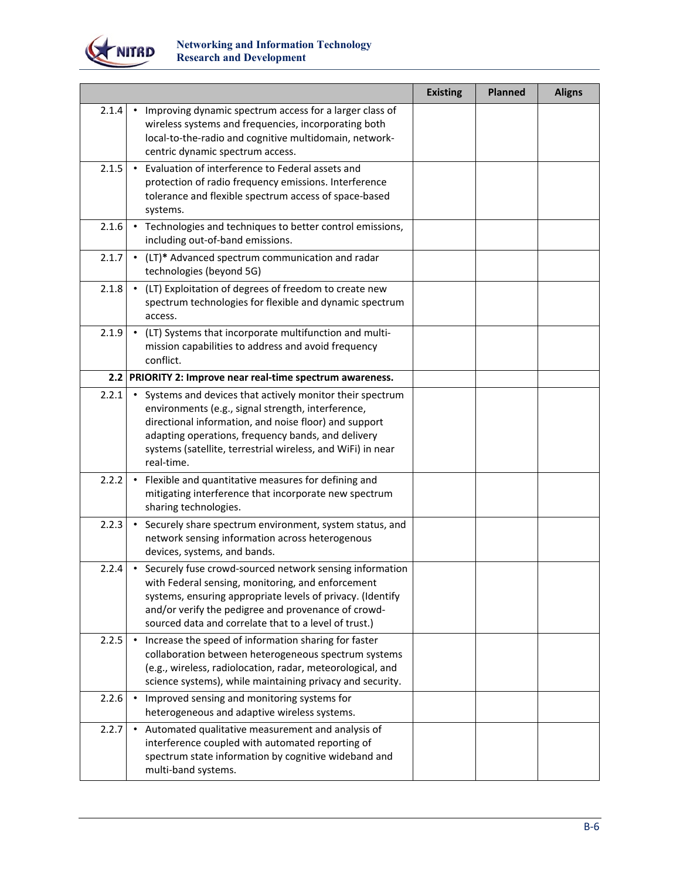| | | Existing | Planned | Aligns |
|---|---|---|---|---|
| 2.1.4 | • Improving dynamic spectrum access for a larger class of wireless systems and frequencies, incorporating both local-to-the-radio and cognitive multidomain, network-centric dynamic spectrum access. | | | |
| 2.1.5 | • Evaluation of interference to Federal assets and protection of radio frequency emissions. Interference tolerance and flexible spectrum access of space-based systems. | | | |
| 2.1.6 | • Technologies and techniques to better control emissions, including out-of-band emissions. | | | |
| 2.1.7 | • (LT)* Advanced spectrum communication and radar technologies (beyond 5G) | | | |
| 2.1.8 | • (LT) Exploitation of degrees of freedom to create new spectrum technologies for flexible and dynamic spectrum access. | | | |
| 2.1.9 | • (LT) Systems that incorporate multifunction and multi-mission capabilities to address and avoid frequency conflict. | | | |
| **2.2** | **PRIORITY 2: Improve near real-time spectrum awareness.** | | | |
| 2.2.1 | • Systems and devices that actively monitor their spectrum environments (e.g., signal strength, interference, directional information, and noise floor) and support adapting operations, frequency bands, and delivery systems (satellite, terrestrial wireless, and WiFi) in near real-time. | | | |
| 2.2.2 | • Flexible and quantitative measures for defining and mitigating interference that incorporate new spectrum sharing technologies. | | | |
| 2.2.3 | • Securely share spectrum environment, system status, and network sensing information across heterogenous devices, systems, and bands. | | | |
| 2.2.4 | • Securely fuse crowd-sourced network sensing information with Federal sensing, monitoring, and enforcement systems, ensuring appropriate levels of privacy. (Identify and/or verify the pedigree and provenance of crowd-sourced data and correlate that to a level of trust.) | | | |
| 2.2.5 | • Increase the speed of information sharing for faster collaboration between heterogeneous spectrum systems (e.g., wireless, radiolocation, radar, meteorological, and science systems), while maintaining privacy and security. | | | |
| 2.2.6 | • Improved sensing and monitoring systems for heterogeneous and adaptive wireless systems. | | | |
| 2.2.7 | • Automated qualitative measurement and analysis of interference coupled with automated reporting of spectrum state information by cognitive wideband and multi-band systems. | | | |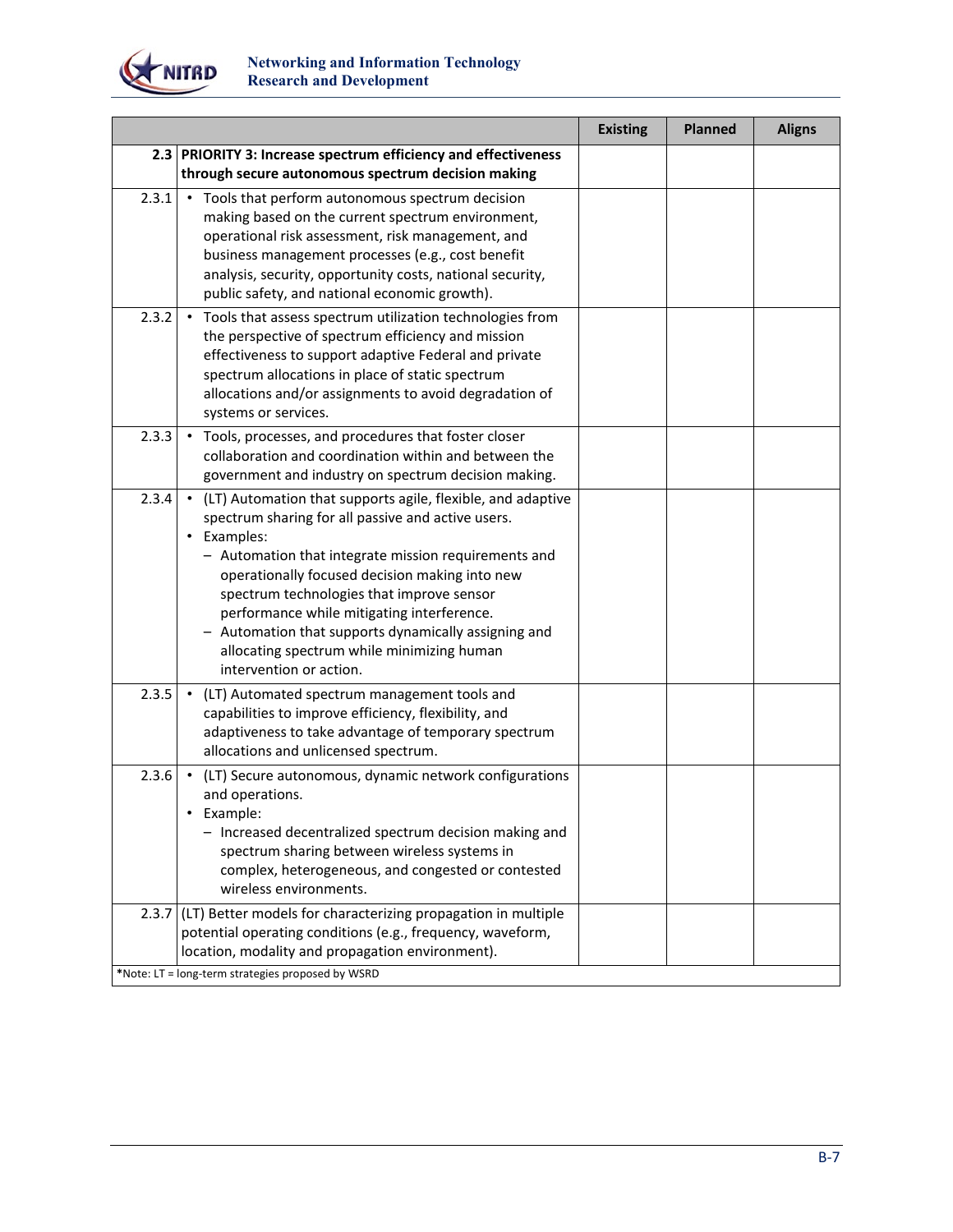| | | Existing | Planned | Aligns |
|---|---|---|---|---|
| **2.3** | **PRIORITY 3: Increase spectrum efficiency and effectiveness through secure autonomous spectrum decision making** | | | |
| 2.3.1 | • Tools that perform autonomous spectrum decision making based on the current spectrum environment, operational risk assessment, risk management, and business management processes (e.g., cost benefit analysis, security, opportunity costs, national security, public safety, and national economic growth). | | | |
| 2.3.2 | • Tools that assess spectrum utilization technologies from the perspective of spectrum efficiency and mission effectiveness to support adaptive Federal and private spectrum allocations in place of static spectrum allocations and/or assignments to avoid degradation of systems or services. | | | |
| 2.3.3 | • Tools, processes, and procedures that foster closer collaboration and coordination within and between the government and industry on spectrum decision making. | | | |
| 2.3.4 | • (LT) Automation that supports agile, flexible, and adaptive spectrum sharing for all passive and active users.<br>• Examples:<br>– Automation that integrate mission requirements and operationally focused decision making into new spectrum technologies that improve sensor performance while mitigating interference.<br>– Automation that supports dynamically assigning and allocating spectrum while minimizing human intervention or action. | | | |
| 2.3.5 | • (LT) Automated spectrum management tools and capabilities to improve efficiency, flexibility, and adaptiveness to take advantage of temporary spectrum allocations and unlicensed spectrum. | | | |
| 2.3.6 | • (LT) Secure autonomous, dynamic network configurations and operations.<br>• Example:<br>– Increased decentralized spectrum decision making and spectrum sharing between wireless systems in complex, heterogeneous, and congested or contested wireless environments. | | | |
| 2.3.7 | (LT) Better models for characterizing propagation in multiple potential operating conditions (e.g., frequency, waveform, location, modality and propagation environment). | | | |

*Note: LT = long-term strategies proposed by WSRD